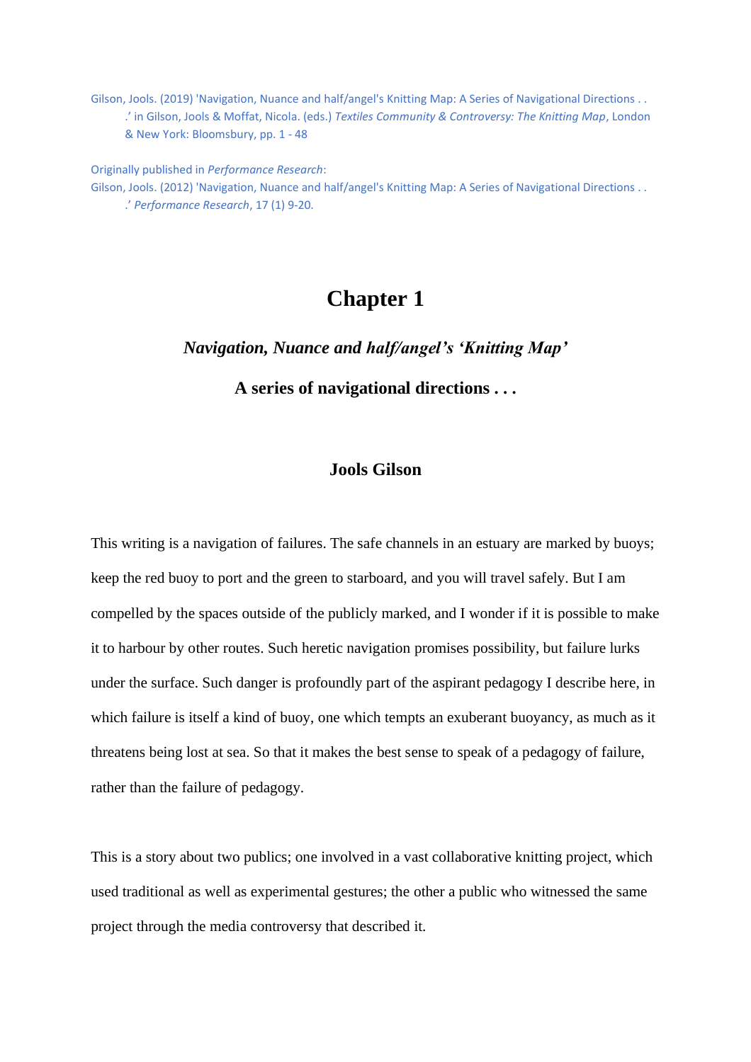Gilson, Jools. (2019) 'Navigation, Nuance and half/angel's Knitting Map: A Series of Navigational Directions . . .' in Gilson, Jools & Moffat, Nicola. (eds.) *Textiles Community & Controversy: The Knitting Map*, London & New York: Bloomsbury, pp. 1 - 48

Originally published in *Performance Research*:
Gilson, Jools. (2012) 'Navigation, Nuance and half/angel's Knitting Map: A Series of Navigational Directions . . .' *Performance Research*, 17 (1) 9-20.

# Chapter 1

## *Navigation, Nuance and half/angel's 'Knitting Map'*

### A series of navigational directions . . .

**Jools Gilson**

This writing is a navigation of failures. The safe channels in an estuary are marked by buoys; keep the red buoy to port and the green to starboard, and you will travel safely. But I am compelled by the spaces outside of the publicly marked, and I wonder if it is possible to make it to harbour by other routes. Such heretic navigation promises possibility, but failure lurks under the surface. Such danger is profoundly part of the aspirant pedagogy I describe here, in which failure is itself a kind of buoy, one which tempts an exuberant buoyancy, as much as it threatens being lost at sea. So that it makes the best sense to speak of a pedagogy of failure, rather than the failure of pedagogy.

This is a story about two publics; one involved in a vast collaborative knitting project, which used traditional as well as experimental gestures; the other a public who witnessed the same project through the media controversy that described it.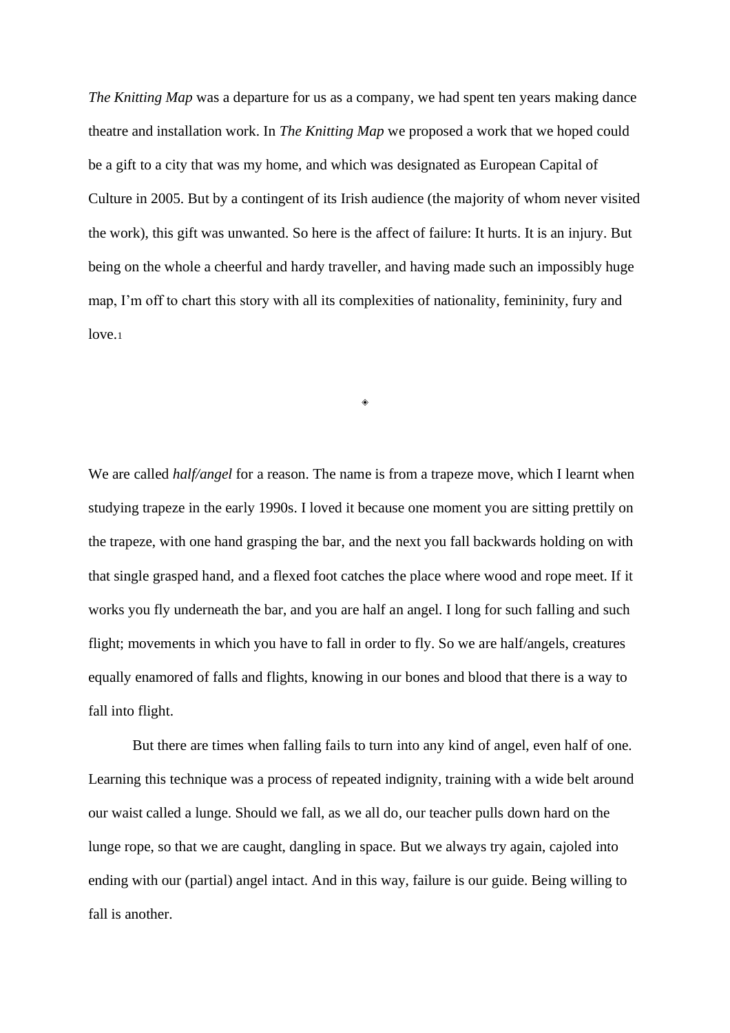*The Knitting Map* was a departure for us as a company, we had spent ten years making dance theatre and installation work. In *The Knitting Map* we proposed a work that we hoped could be a gift to a city that was my home, and which was designated as European Capital of Culture in 2005. But by a contingent of its Irish audience (the majority of whom never visited the work), this gift was unwanted. So here is the affect of failure: It hurts. It is an injury. But being on the whole a cheerful and hardy traveller, and having made such an impossibly huge map, I'm off to chart this story with all its complexities of nationality, femininity, fury and love.[1]

◈

We are called *half/angel* for a reason. The name is from a trapeze move, which I learnt when studying trapeze in the early 1990s. I loved it because one moment you are sitting prettily on the trapeze, with one hand grasping the bar, and the next you fall backwards holding on with that single grasped hand, and a flexed foot catches the place where wood and rope meet. If it works you fly underneath the bar, and you are half an angel. I long for such falling and such flight; movements in which you have to fall in order to fly. So we are half/angels, creatures equally enamored of falls and flights, knowing in our bones and blood that there is a way to fall into flight.

But there are times when falling fails to turn into any kind of angel, even half of one. Learning this technique was a process of repeated indignity, training with a wide belt around our waist called a lunge. Should we fall, as we all do, our teacher pulls down hard on the lunge rope, so that we are caught, dangling in space. But we always try again, cajoled into ending with our (partial) angel intact. And in this way, failure is our guide. Being willing to fall is another.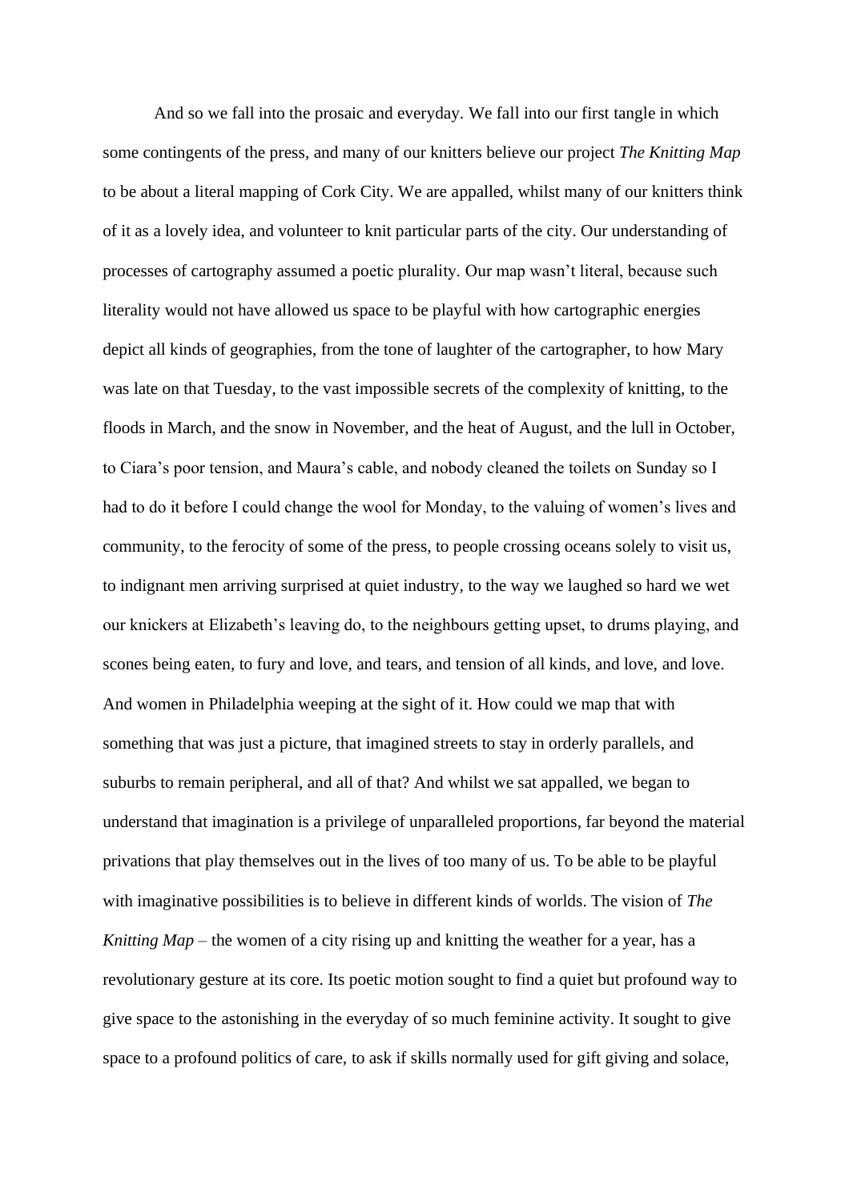And so we fall into the prosaic and everyday. We fall into our first tangle in which some contingents of the press, and many of our knitters believe our project *The Knitting Map* to be about a literal mapping of Cork City. We are appalled, whilst many of our knitters think of it as a lovely idea, and volunteer to knit particular parts of the city. Our understanding of processes of cartography assumed a poetic plurality. Our map wasn't literal, because such literality would not have allowed us space to be playful with how cartographic energies depict all kinds of geographies, from the tone of laughter of the cartographer, to how Mary was late on that Tuesday, to the vast impossible secrets of the complexity of knitting, to the floods in March, and the snow in November, and the heat of August, and the lull in October, to Ciara's poor tension, and Maura's cable, and nobody cleaned the toilets on Sunday so I had to do it before I could change the wool for Monday, to the valuing of women's lives and community, to the ferocity of some of the press, to people crossing oceans solely to visit us, to indignant men arriving surprised at quiet industry, to the way we laughed so hard we wet our knickers at Elizabeth's leaving do, to the neighbours getting upset, to drums playing, and scones being eaten, to fury and love, and tears, and tension of all kinds, and love, and love. And women in Philadelphia weeping at the sight of it. How could we map that with something that was just a picture, that imagined streets to stay in orderly parallels, and suburbs to remain peripheral, and all of that? And whilst we sat appalled, we began to understand that imagination is a privilege of unparalleled proportions, far beyond the material privations that play themselves out in the lives of too many of us. To be able to be playful with imaginative possibilities is to believe in different kinds of worlds. The vision of *The Knitting Map* – the women of a city rising up and knitting the weather for a year, has a revolutionary gesture at its core. Its poetic motion sought to find a quiet but profound way to give space to the astonishing in the everyday of so much feminine activity. It sought to give space to a profound politics of care, to ask if skills normally used for gift giving and solace,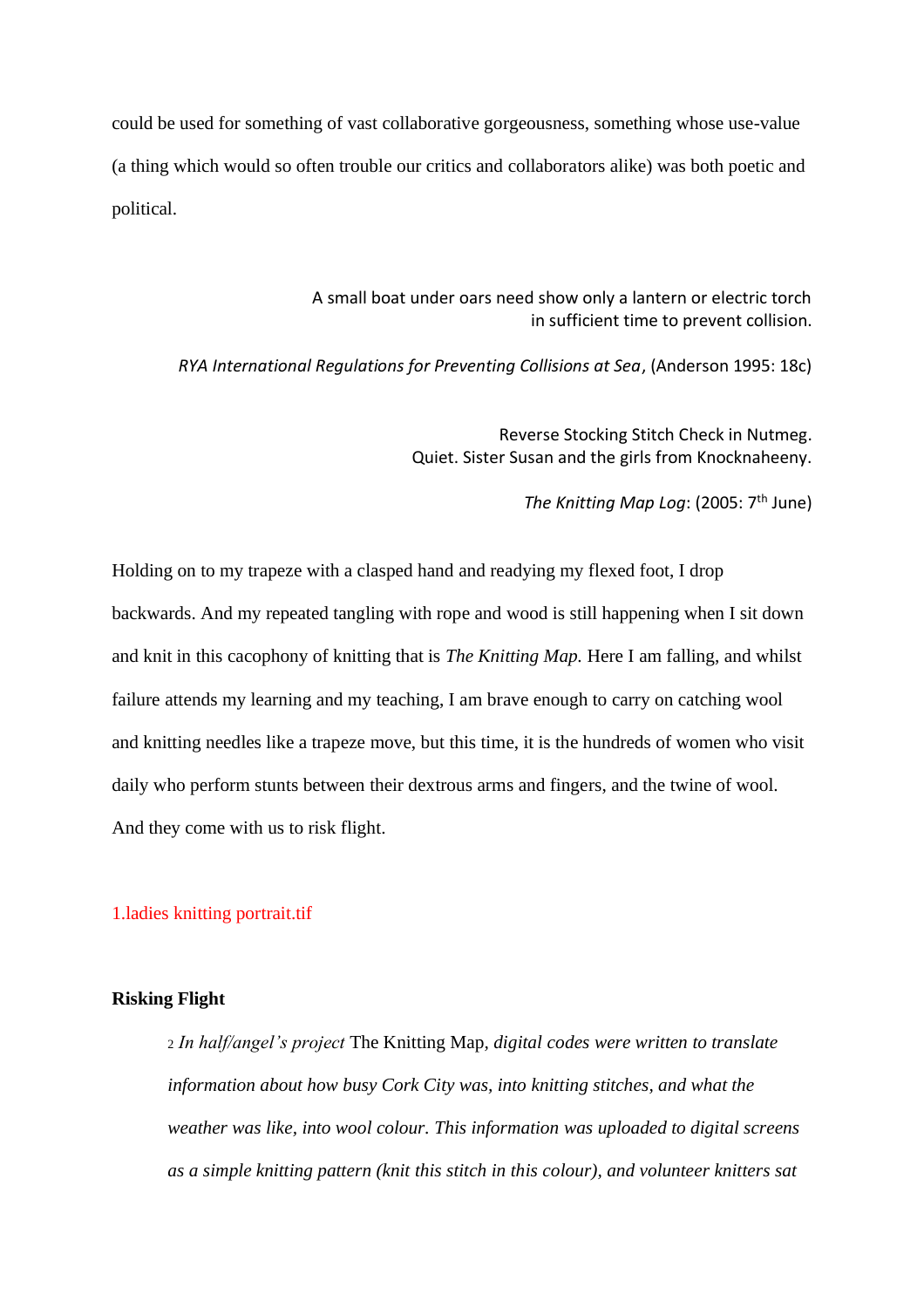could be used for something of vast collaborative gorgeousness, something whose use-value (a thing which would so often trouble our critics and collaborators alike) was both poetic and political.

A small boat under oars need show only a lantern or electric torch
in sufficient time to prevent collision.

*RYA International Regulations for Preventing Collisions at Sea*, (Anderson 1995: 18c)

Reverse Stocking Stitch Check in Nutmeg.
Quiet. Sister Susan and the girls from Knocknaheeny.

*The Knitting Map Log*: (2005: 7th June)

Holding on to my trapeze with a clasped hand and readying my flexed foot, I drop backwards. And my repeated tangling with rope and wood is still happening when I sit down and knit in this cacophony of knitting that is *The Knitting Map.* Here I am falling, and whilst failure attends my learning and my teaching, I am brave enough to carry on catching wool and knitting needles like a trapeze move, but this time, it is the hundreds of women who visit daily who perform stunts between their dextrous arms and fingers, and the twine of wool. And they come with us to risk flight.

1.ladies knitting portrait.tif

**Risking Flight**

> [2] *In half/angel's project* The Knitting Map, *digital codes were written to translate information about how busy Cork City was, into knitting stitches, and what the weather was like, into wool colour. This information was uploaded to digital screens as a simple knitting pattern (knit this stitch in this colour), and volunteer knitters sat*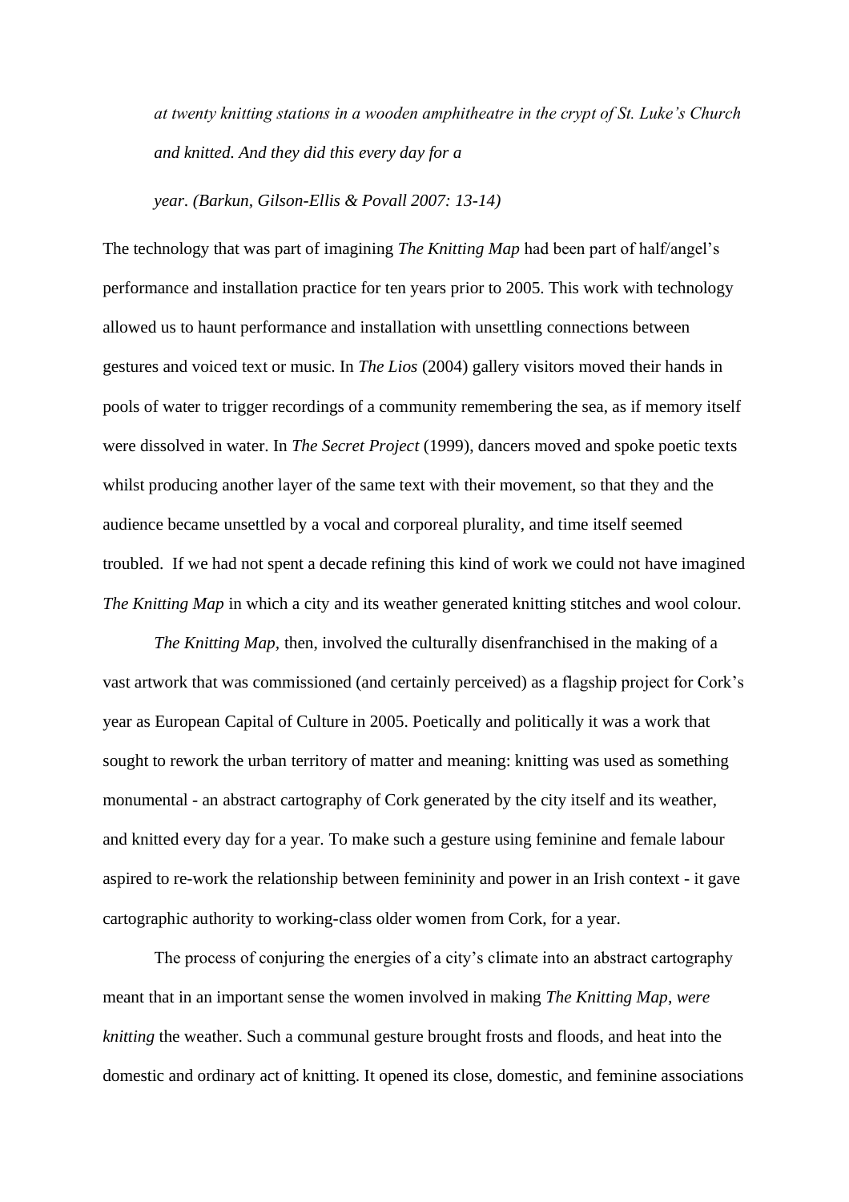*at twenty knitting stations in a wooden amphitheatre in the crypt of St. Luke's Church and knitted. And they did this every day for a*

*year. (Barkun, Gilson-Ellis & Povall 2007: 13-14)*

The technology that was part of imagining *The Knitting Map* had been part of half/angel's performance and installation practice for ten years prior to 2005. This work with technology allowed us to haunt performance and installation with unsettling connections between gestures and voiced text or music. In *The Lios* (2004) gallery visitors moved their hands in pools of water to trigger recordings of a community remembering the sea, as if memory itself were dissolved in water. In *The Secret Project* (1999), dancers moved and spoke poetic texts whilst producing another layer of the same text with their movement, so that they and the audience became unsettled by a vocal and corporeal plurality, and time itself seemed troubled. If we had not spent a decade refining this kind of work we could not have imagined *The Knitting Map* in which a city and its weather generated knitting stitches and wool colour.

*The Knitting Map*, then, involved the culturally disenfranchised in the making of a vast artwork that was commissioned (and certainly perceived) as a flagship project for Cork's year as European Capital of Culture in 2005. Poetically and politically it was a work that sought to rework the urban territory of matter and meaning: knitting was used as something monumental - an abstract cartography of Cork generated by the city itself and its weather, and knitted every day for a year. To make such a gesture using feminine and female labour aspired to re-work the relationship between femininity and power in an Irish context - it gave cartographic authority to working-class older women from Cork, for a year.

The process of conjuring the energies of a city's climate into an abstract cartography meant that in an important sense the women involved in making *The Knitting Map*, *were knitting* the weather. Such a communal gesture brought frosts and floods, and heat into the domestic and ordinary act of knitting. It opened its close, domestic, and feminine associations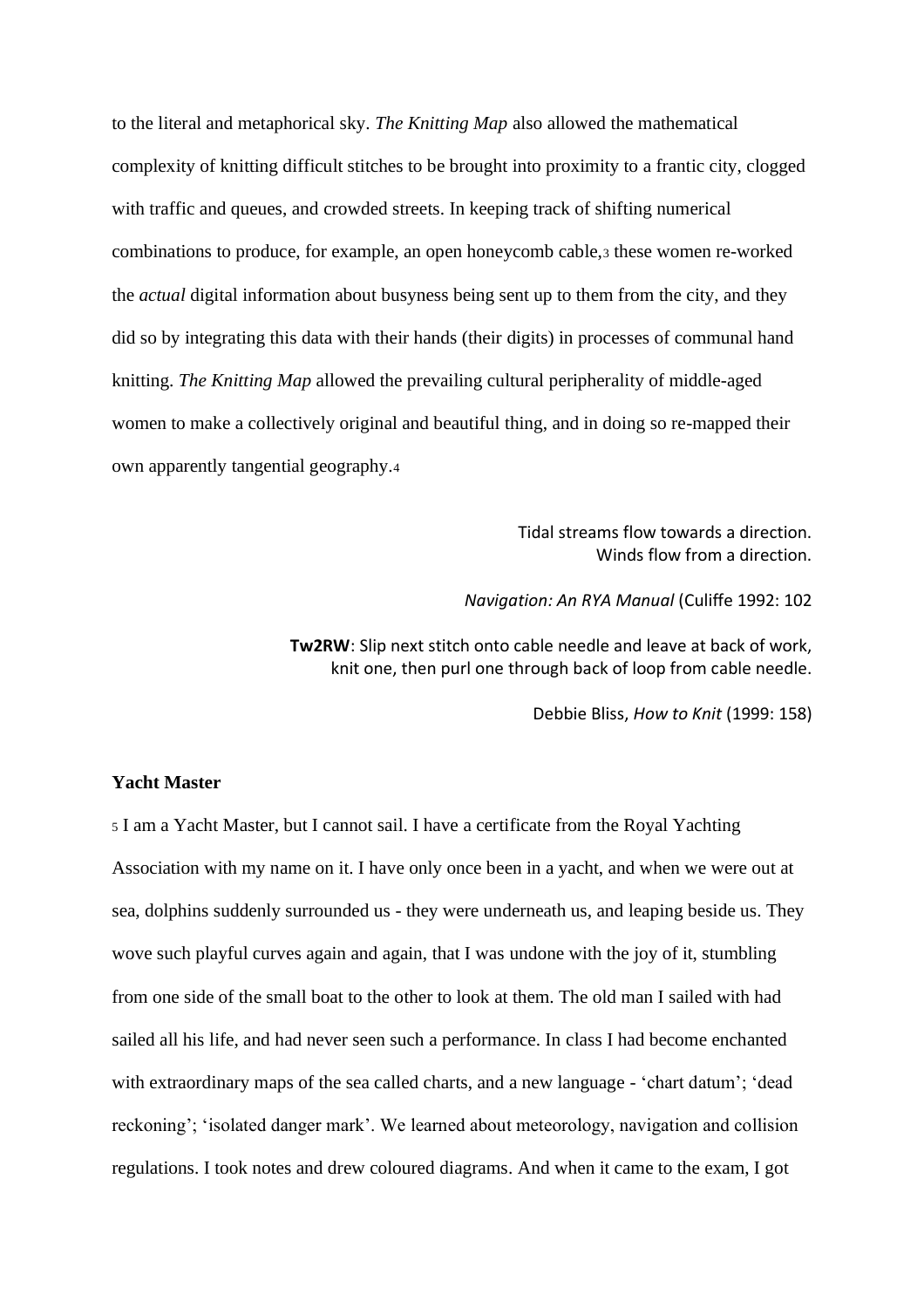to the literal and metaphorical sky. *The Knitting Map* also allowed the mathematical complexity of knitting difficult stitches to be brought into proximity to a frantic city, clogged with traffic and queues, and crowded streets. In keeping track of shifting numerical combinations to produce, for example, an open honeycomb cable,[3] these women re-worked the *actual* digital information about busyness being sent up to them from the city, and they did so by integrating this data with their hands (their digits) in processes of communal hand knitting. *The Knitting Map* allowed the prevailing cultural peripherality of middle-aged women to make a collectively original and beautiful thing, and in doing so re-mapped their own apparently tangential geography.[4]

> Tidal streams flow towards a direction.
> Winds flow from a direction.
>
> *Navigation: An RYA Manual* (Culiffe 1992: 102
>
> **Tw2RW**: Slip next stitch onto cable needle and leave at back of work, knit one, then purl one through back of loop from cable needle.
>
> Debbie Bliss, *How to Knit* (1999: 158)

**Yacht Master**

[5] I am a Yacht Master, but I cannot sail. I have a certificate from the Royal Yachting Association with my name on it. I have only once been in a yacht, and when we were out at sea, dolphins suddenly surrounded us - they were underneath us, and leaping beside us. They wove such playful curves again and again, that I was undone with the joy of it, stumbling from one side of the small boat to the other to look at them. The old man I sailed with had sailed all his life, and had never seen such a performance. In class I had become enchanted with extraordinary maps of the sea called charts, and a new language - 'chart datum'; 'dead reckoning'; 'isolated danger mark'. We learned about meteorology, navigation and collision regulations. I took notes and drew coloured diagrams. And when it came to the exam, I got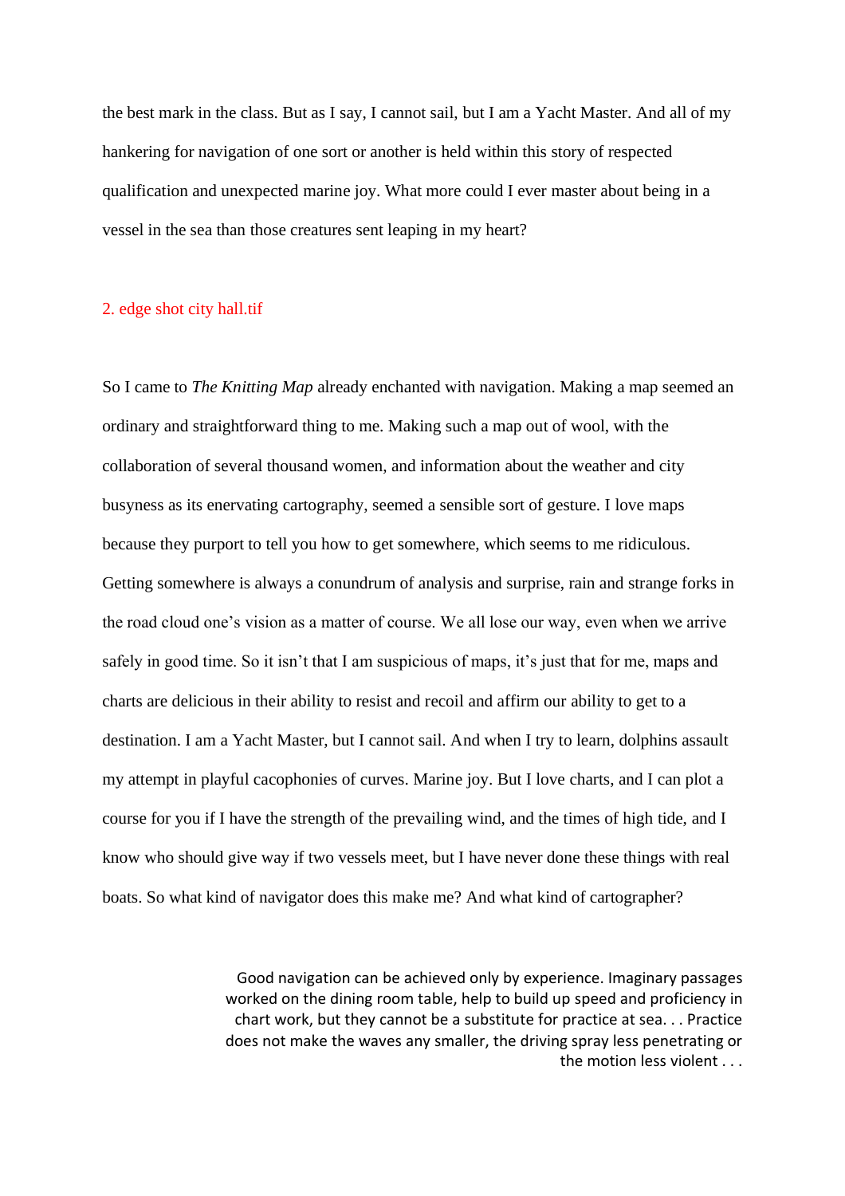the best mark in the class. But as I say, I cannot sail, but I am a Yacht Master. And all of my hankering for navigation of one sort or another is held within this story of respected qualification and unexpected marine joy. What more could I ever master about being in a vessel in the sea than those creatures sent leaping in my heart?

2. edge shot city hall.tif

So I came to *The Knitting Map* already enchanted with navigation. Making a map seemed an ordinary and straightforward thing to me. Making such a map out of wool, with the collaboration of several thousand women, and information about the weather and city busyness as its enervating cartography, seemed a sensible sort of gesture. I love maps because they purport to tell you how to get somewhere, which seems to me ridiculous. Getting somewhere is always a conundrum of analysis and surprise, rain and strange forks in the road cloud one's vision as a matter of course. We all lose our way, even when we arrive safely in good time. So it isn't that I am suspicious of maps, it's just that for me, maps and charts are delicious in their ability to resist and recoil and affirm our ability to get to a destination. I am a Yacht Master, but I cannot sail. And when I try to learn, dolphins assault my attempt in playful cacophonies of curves. Marine joy. But I love charts, and I can plot a course for you if I have the strength of the prevailing wind, and the times of high tide, and I know who should give way if two vessels meet, but I have never done these things with real boats. So what kind of navigator does this make me? And what kind of cartographer?

> Good navigation can be achieved only by experience. Imaginary passages worked on the dining room table, help to build up speed and proficiency in chart work, but they cannot be a substitute for practice at sea. . . Practice does not make the waves any smaller, the driving spray less penetrating or the motion less violent . . .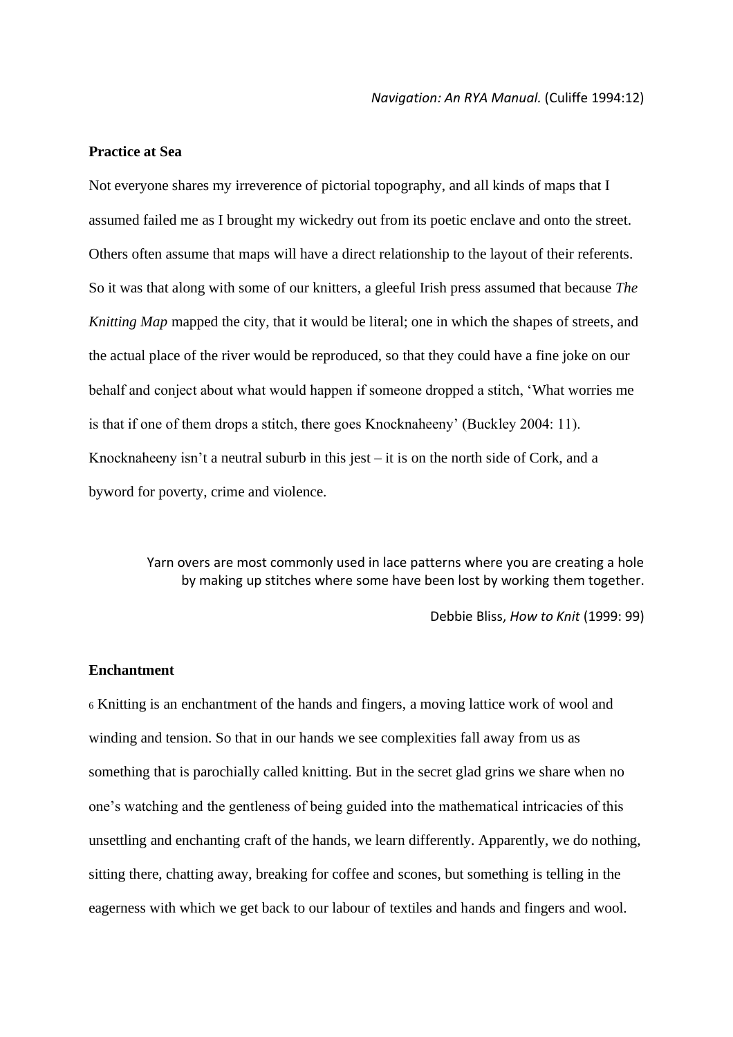*Navigation: An RYA Manual.* (Culiffe 1994:12)

**Practice at Sea**

Not everyone shares my irreverence of pictorial topography, and all kinds of maps that I assumed failed me as I brought my wickedry out from its poetic enclave and onto the street. Others often assume that maps will have a direct relationship to the layout of their referents. So it was that along with some of our knitters, a gleeful Irish press assumed that because *The Knitting Map* mapped the city, that it would be literal; one in which the shapes of streets, and the actual place of the river would be reproduced, so that they could have a fine joke on our behalf and conject about what would happen if someone dropped a stitch, 'What worries me is that if one of them drops a stitch, there goes Knocknaheeny' (Buckley 2004: 11). Knocknaheeny isn't a neutral suburb in this jest – it is on the north side of Cork, and a byword for poverty, crime and violence.

Yarn overs are most commonly used in lace patterns where you are creating a hole by making up stitches where some have been lost by working them together.

Debbie Bliss, *How to Knit* (1999: 99)

**Enchantment**

[6] Knitting is an enchantment of the hands and fingers, a moving lattice work of wool and winding and tension. So that in our hands we see complexities fall away from us as something that is parochially called knitting. But in the secret glad grins we share when no one's watching and the gentleness of being guided into the mathematical intricacies of this unsettling and enchanting craft of the hands, we learn differently. Apparently, we do nothing, sitting there, chatting away, breaking for coffee and scones, but something is telling in the eagerness with which we get back to our labour of textiles and hands and fingers and wool.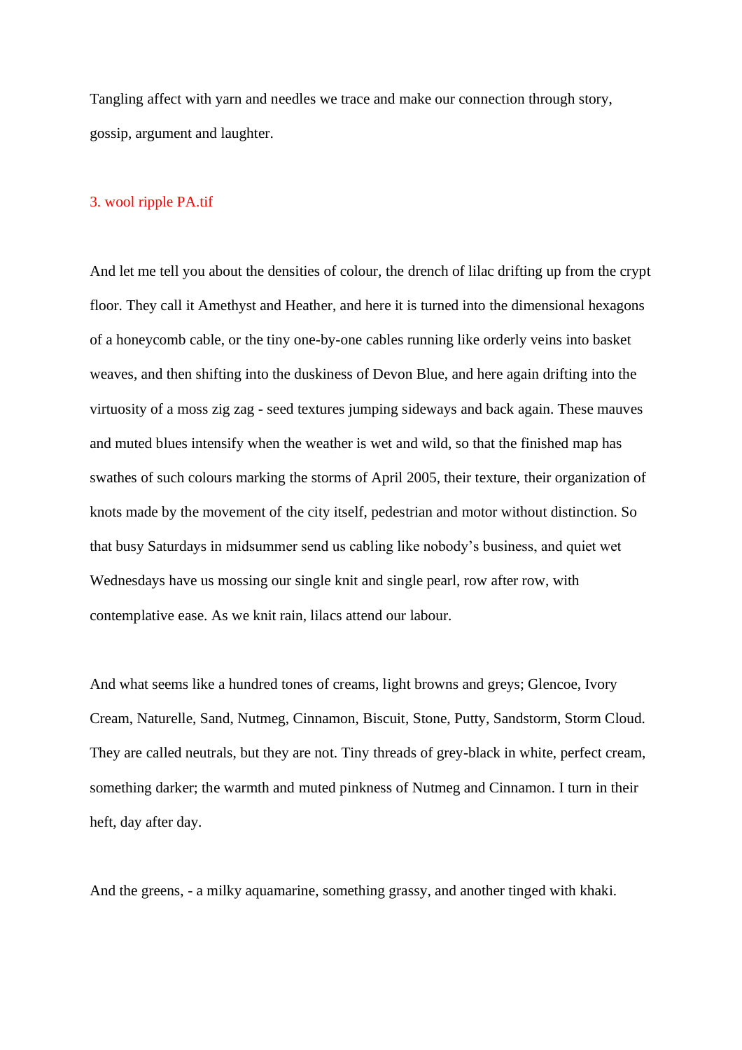Tangling affect with yarn and needles we trace and make our connection through story, gossip, argument and laughter.

3. wool ripple PA.tif

And let me tell you about the densities of colour, the drench of lilac drifting up from the crypt floor. They call it Amethyst and Heather, and here it is turned into the dimensional hexagons of a honeycomb cable, or the tiny one-by-one cables running like orderly veins into basket weaves, and then shifting into the duskiness of Devon Blue, and here again drifting into the virtuosity of a moss zig zag - seed textures jumping sideways and back again. These mauves and muted blues intensify when the weather is wet and wild, so that the finished map has swathes of such colours marking the storms of April 2005, their texture, their organization of knots made by the movement of the city itself, pedestrian and motor without distinction. So that busy Saturdays in midsummer send us cabling like nobody's business, and quiet wet Wednesdays have us mossing our single knit and single pearl, row after row, with contemplative ease. As we knit rain, lilacs attend our labour.

And what seems like a hundred tones of creams, light browns and greys; Glencoe, Ivory Cream, Naturelle, Sand, Nutmeg, Cinnamon, Biscuit, Stone, Putty, Sandstorm, Storm Cloud. They are called neutrals, but they are not. Tiny threads of grey-black in white, perfect cream, something darker; the warmth and muted pinkness of Nutmeg and Cinnamon. I turn in their heft, day after day.

And the greens, - a milky aquamarine, something grassy, and another tinged with khaki.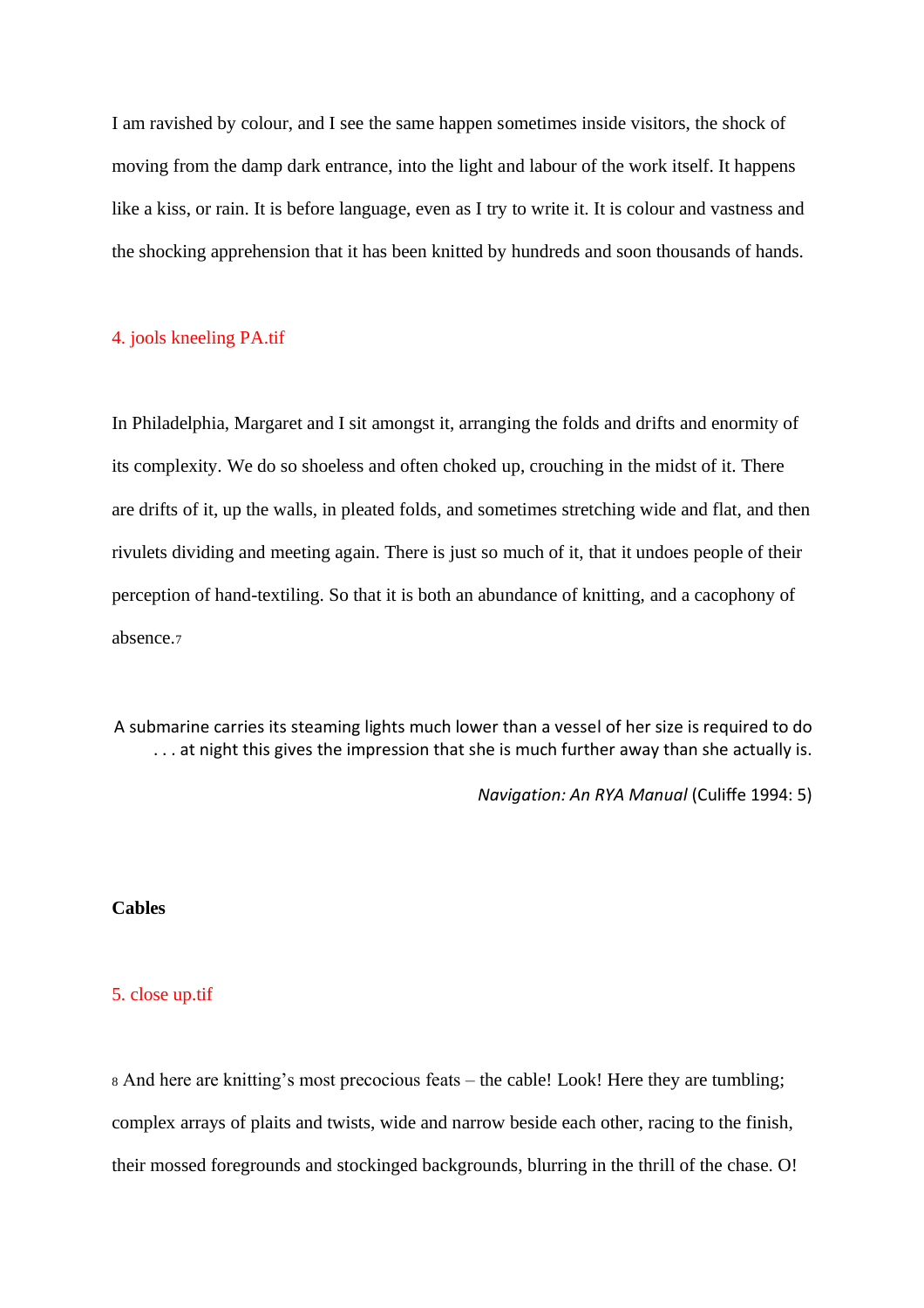I am ravished by colour, and I see the same happen sometimes inside visitors, the shock of moving from the damp dark entrance, into the light and labour of the work itself. It happens like a kiss, or rain. It is before language, even as I try to write it. It is colour and vastness and the shocking apprehension that it has been knitted by hundreds and soon thousands of hands.

4. jools kneeling PA.tif

In Philadelphia, Margaret and I sit amongst it, arranging the folds and drifts and enormity of its complexity. We do so shoeless and often choked up, crouching in the midst of it. There are drifts of it, up the walls, in pleated folds, and sometimes stretching wide and flat, and then rivulets dividing and meeting again. There is just so much of it, that it undoes people of their perception of hand-textiling. So that it is both an abundance of knitting, and a cacophony of absence.[7]

> A submarine carries its steaming lights much lower than a vessel of her size is required to do . . . at night this gives the impression that she is much further away than she actually is.
>
> *Navigation: An RYA Manual* (Culiffe 1994: 5)

**Cables**

5. close up.tif

[8] And here are knitting's most precocious feats – the cable! Look! Here they are tumbling; complex arrays of plaits and twists, wide and narrow beside each other, racing to the finish, their mossed foregrounds and stockinged backgrounds, blurring in the thrill of the chase. O!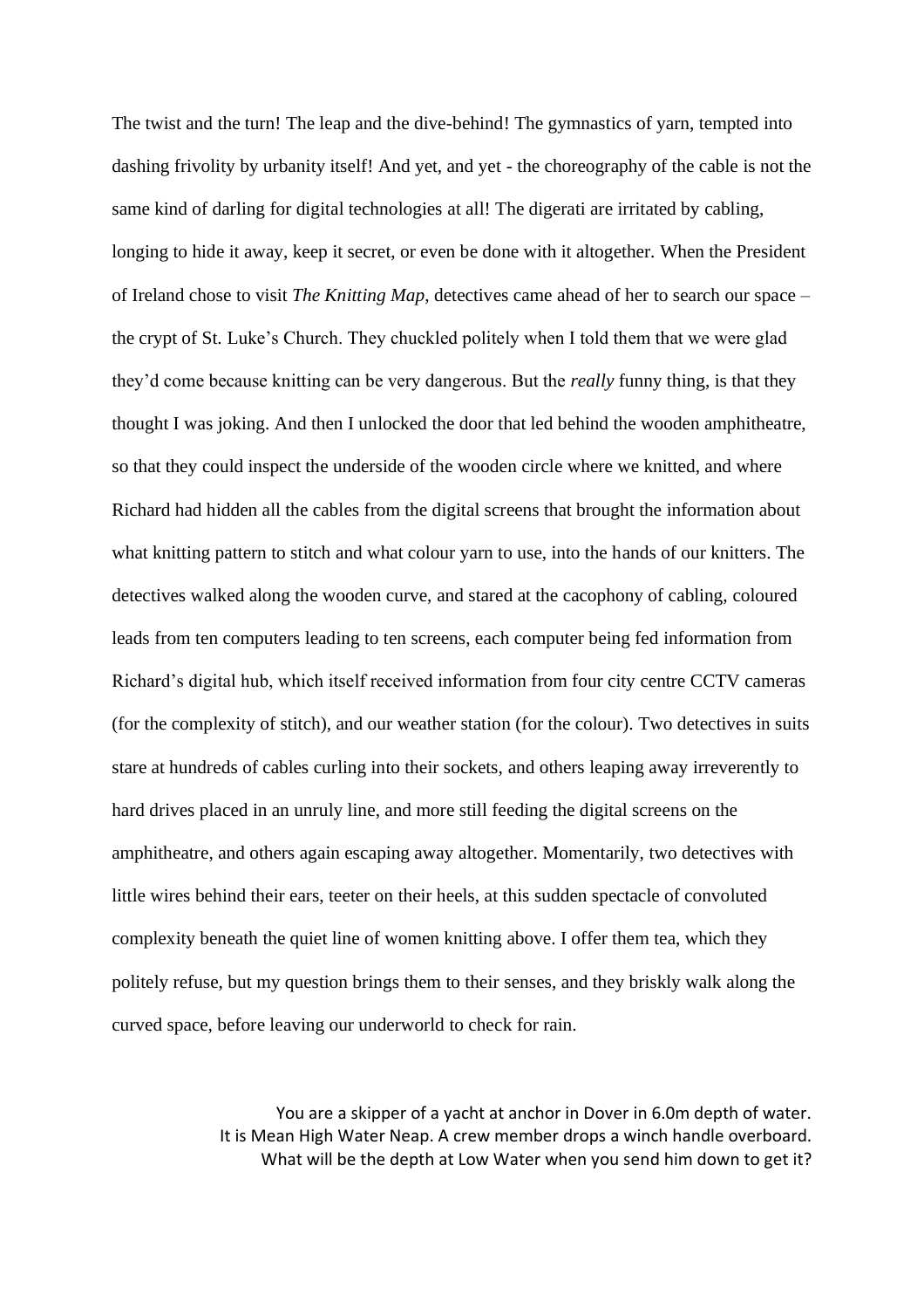The twist and the turn! The leap and the dive-behind! The gymnastics of yarn, tempted into dashing frivolity by urbanity itself! And yet, and yet - the choreography of the cable is not the same kind of darling for digital technologies at all! The digerati are irritated by cabling, longing to hide it away, keep it secret, or even be done with it altogether. When the President of Ireland chose to visit *The Knitting Map*, detectives came ahead of her to search our space – the crypt of St. Luke's Church. They chuckled politely when I told them that we were glad they'd come because knitting can be very dangerous. But the *really* funny thing, is that they thought I was joking. And then I unlocked the door that led behind the wooden amphitheatre, so that they could inspect the underside of the wooden circle where we knitted, and where Richard had hidden all the cables from the digital screens that brought the information about what knitting pattern to stitch and what colour yarn to use, into the hands of our knitters. The detectives walked along the wooden curve, and stared at the cacophony of cabling, coloured leads from ten computers leading to ten screens, each computer being fed information from Richard's digital hub, which itself received information from four city centre CCTV cameras (for the complexity of stitch), and our weather station (for the colour). Two detectives in suits stare at hundreds of cables curling into their sockets, and others leaping away irreverently to hard drives placed in an unruly line, and more still feeding the digital screens on the amphitheatre, and others again escaping away altogether. Momentarily, two detectives with little wires behind their ears, teeter on their heels, at this sudden spectacle of convoluted complexity beneath the quiet line of women knitting above. I offer them tea, which they politely refuse, but my question brings them to their senses, and they briskly walk along the curved space, before leaving our underworld to check for rain.

You are a skipper of a yacht at anchor in Dover in 6.0m depth of water.
It is Mean High Water Neap. A crew member drops a winch handle overboard.
What will be the depth at Low Water when you send him down to get it?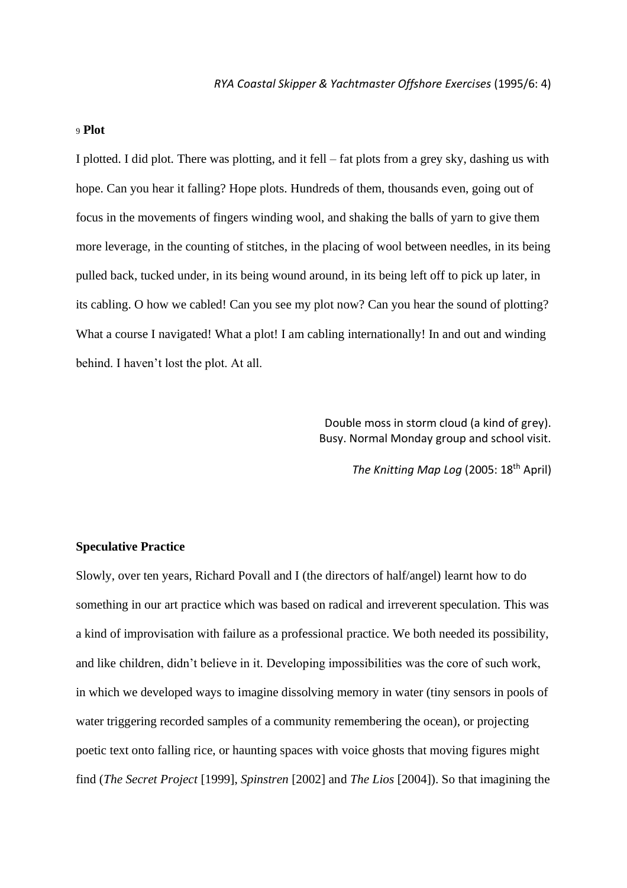*RYA Coastal Skipper & Yachtmaster Offshore Exercises* (1995/6: 4)

[9] **Plot**

I plotted. I did plot. There was plotting, and it fell – fat plots from a grey sky, dashing us with hope. Can you hear it falling? Hope plots. Hundreds of them, thousands even, going out of focus in the movements of fingers winding wool, and shaking the balls of yarn to give them more leverage, in the counting of stitches, in the placing of wool between needles, in its being pulled back, tucked under, in its being wound around, in its being left off to pick up later, in its cabling. O how we cabled! Can you see my plot now? Can you hear the sound of plotting? What a course I navigated! What a plot! I am cabling internationally! In and out and winding behind. I haven't lost the plot. At all.

Double moss in storm cloud (a kind of grey).
Busy. Normal Monday group and school visit.

*The Knitting Map Log* (2005: 18th April)

**Speculative Practice**

Slowly, over ten years, Richard Povall and I (the directors of half/angel) learnt how to do something in our art practice which was based on radical and irreverent speculation. This was a kind of improvisation with failure as a professional practice. We both needed its possibility, and like children, didn't believe in it. Developing impossibilities was the core of such work, in which we developed ways to imagine dissolving memory in water (tiny sensors in pools of water triggering recorded samples of a community remembering the ocean), or projecting poetic text onto falling rice, or haunting spaces with voice ghosts that moving figures might find (*The Secret Project* [1999], *Spinstren* [2002] and *The Lios* [2004]). So that imagining the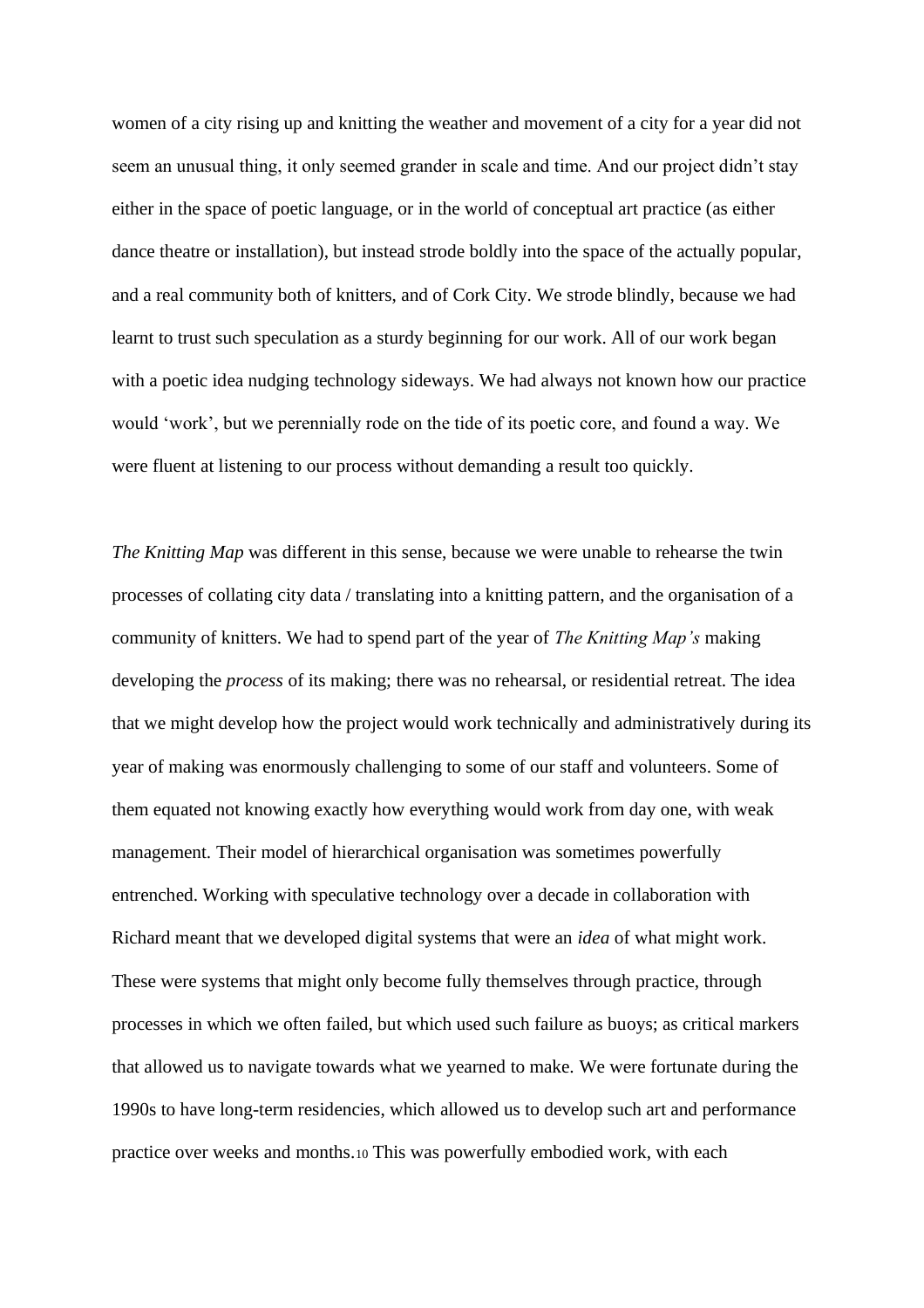women of a city rising up and knitting the weather and movement of a city for a year did not seem an unusual thing, it only seemed grander in scale and time. And our project didn't stay either in the space of poetic language, or in the world of conceptual art practice (as either dance theatre or installation), but instead strode boldly into the space of the actually popular, and a real community both of knitters, and of Cork City. We strode blindly, because we had learnt to trust such speculation as a sturdy beginning for our work. All of our work began with a poetic idea nudging technology sideways. We had always not known how our practice would 'work', but we perennially rode on the tide of its poetic core, and found a way. We were fluent at listening to our process without demanding a result too quickly.

*The Knitting Map* was different in this sense, because we were unable to rehearse the twin processes of collating city data / translating into a knitting pattern, and the organisation of a community of knitters. We had to spend part of the year of *The Knitting Map's* making developing the *process* of its making; there was no rehearsal, or residential retreat. The idea that we might develop how the project would work technically and administratively during its year of making was enormously challenging to some of our staff and volunteers. Some of them equated not knowing exactly how everything would work from day one, with weak management. Their model of hierarchical organisation was sometimes powerfully entrenched. Working with speculative technology over a decade in collaboration with Richard meant that we developed digital systems that were an *idea* of what might work. These were systems that might only become fully themselves through practice, through processes in which we often failed, but which used such failure as buoys; as critical markers that allowed us to navigate towards what we yearned to make. We were fortunate during the 1990s to have long-term residencies, which allowed us to develop such art and performance practice over weeks and months.[10] This was powerfully embodied work, with each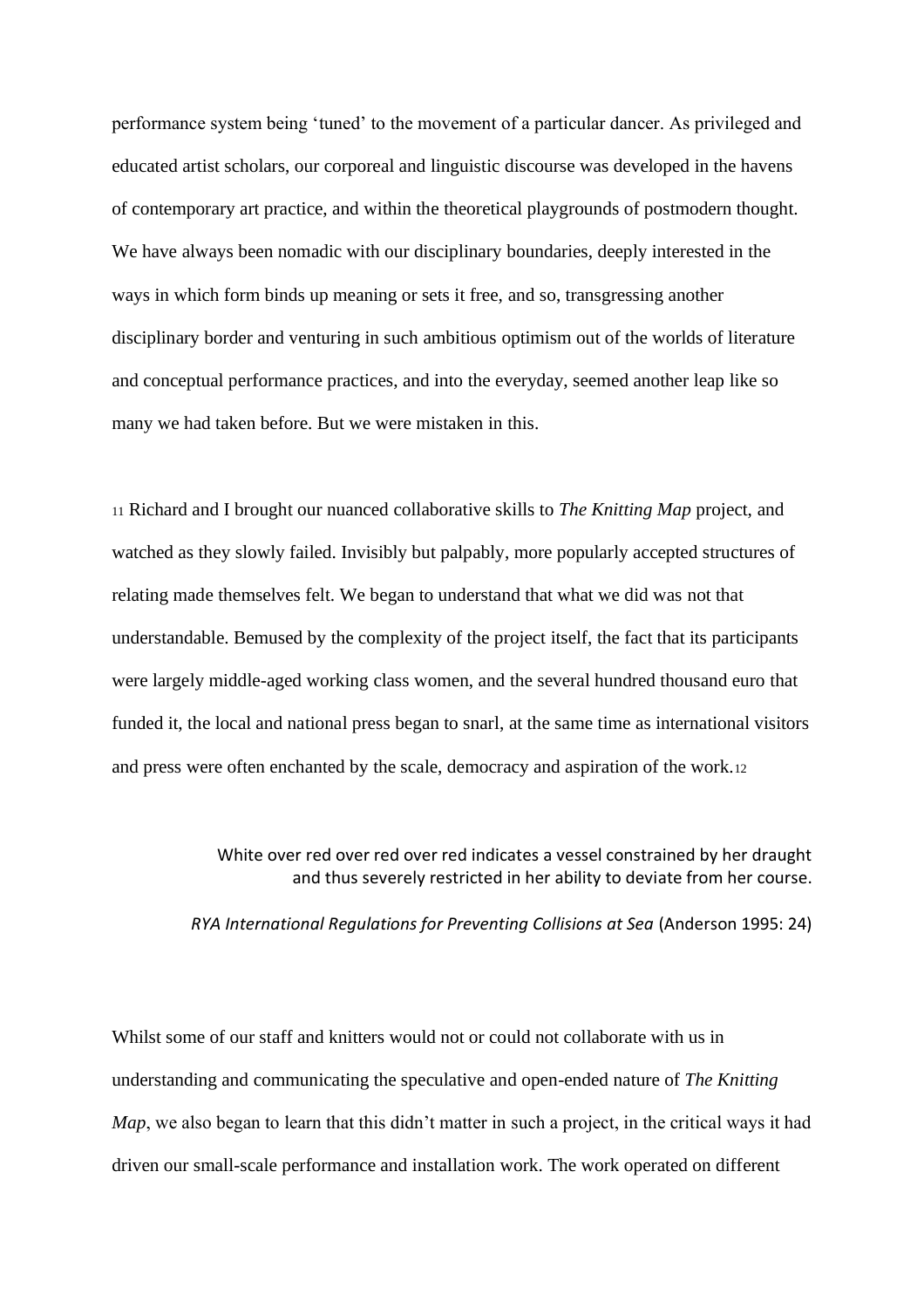performance system being 'tuned' to the movement of a particular dancer. As privileged and educated artist scholars, our corporeal and linguistic discourse was developed in the havens of contemporary art practice, and within the theoretical playgrounds of postmodern thought. We have always been nomadic with our disciplinary boundaries, deeply interested in the ways in which form binds up meaning or sets it free, and so, transgressing another disciplinary border and venturing in such ambitious optimism out of the worlds of literature and conceptual performance practices, and into the everyday, seemed another leap like so many we had taken before. But we were mistaken in this.

[11] Richard and I brought our nuanced collaborative skills to *The Knitting Map* project, and watched as they slowly failed. Invisibly but palpably, more popularly accepted structures of relating made themselves felt. We began to understand that what we did was not that understandable. Bemused by the complexity of the project itself, the fact that its participants were largely middle-aged working class women, and the several hundred thousand euro that funded it, the local and national press began to snarl, at the same time as international visitors and press were often enchanted by the scale, democracy and aspiration of the work.[12]

> White over red over red over red indicates a vessel constrained by her draught and thus severely restricted in her ability to deviate from her course.
>
> *RYA International Regulations for Preventing Collisions at Sea* (Anderson 1995: 24)

Whilst some of our staff and knitters would not or could not collaborate with us in understanding and communicating the speculative and open-ended nature of *The Knitting Map*, we also began to learn that this didn't matter in such a project, in the critical ways it had driven our small-scale performance and installation work. The work operated on different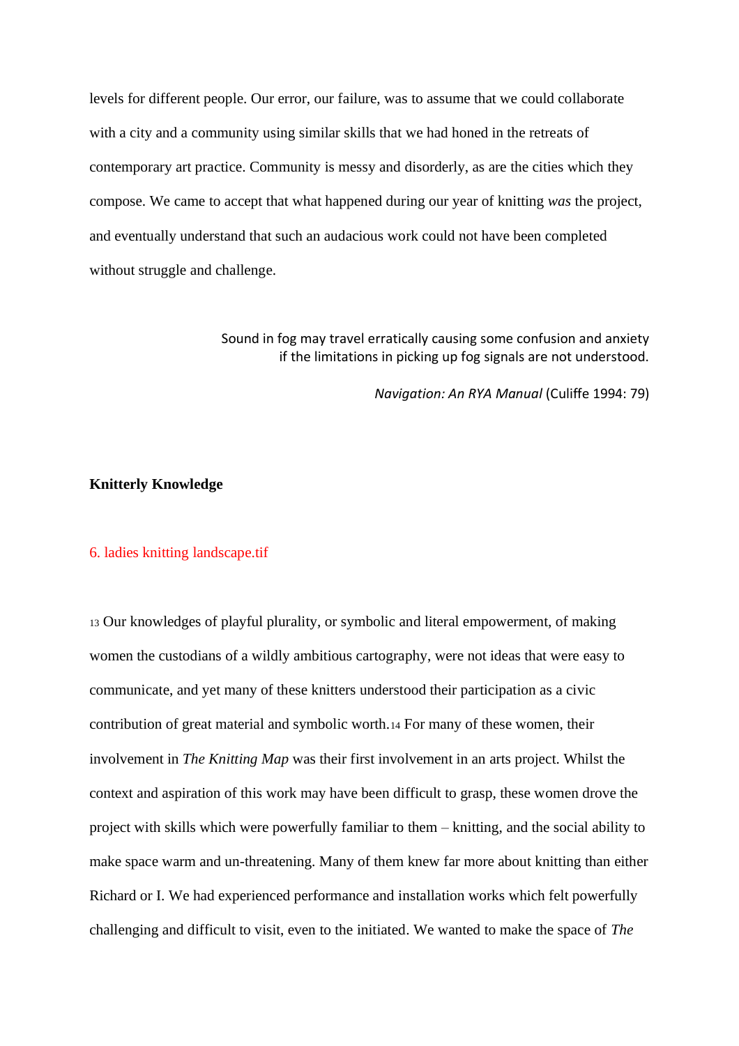levels for different people. Our error, our failure, was to assume that we could collaborate with a city and a community using similar skills that we had honed in the retreats of contemporary art practice. Community is messy and disorderly, as are the cities which they compose. We came to accept that what happened during our year of knitting *was* the project, and eventually understand that such an audacious work could not have been completed without struggle and challenge.

> Sound in fog may travel erratically causing some confusion and anxiety if the limitations in picking up fog signals are not understood.
>
> *Navigation: An RYA Manual* (Culiffe 1994: 79)

**Knitterly Knowledge**

6. ladies knitting landscape.tif

[13] Our knowledges of playful plurality, or symbolic and literal empowerment, of making women the custodians of a wildly ambitious cartography, were not ideas that were easy to communicate, and yet many of these knitters understood their participation as a civic contribution of great material and symbolic worth.[14] For many of these women, their involvement in *The Knitting Map* was their first involvement in an arts project. Whilst the context and aspiration of this work may have been difficult to grasp, these women drove the project with skills which were powerfully familiar to them – knitting, and the social ability to make space warm and un-threatening. Many of them knew far more about knitting than either Richard or I. We had experienced performance and installation works which felt powerfully challenging and difficult to visit, even to the initiated. We wanted to make the space of *The*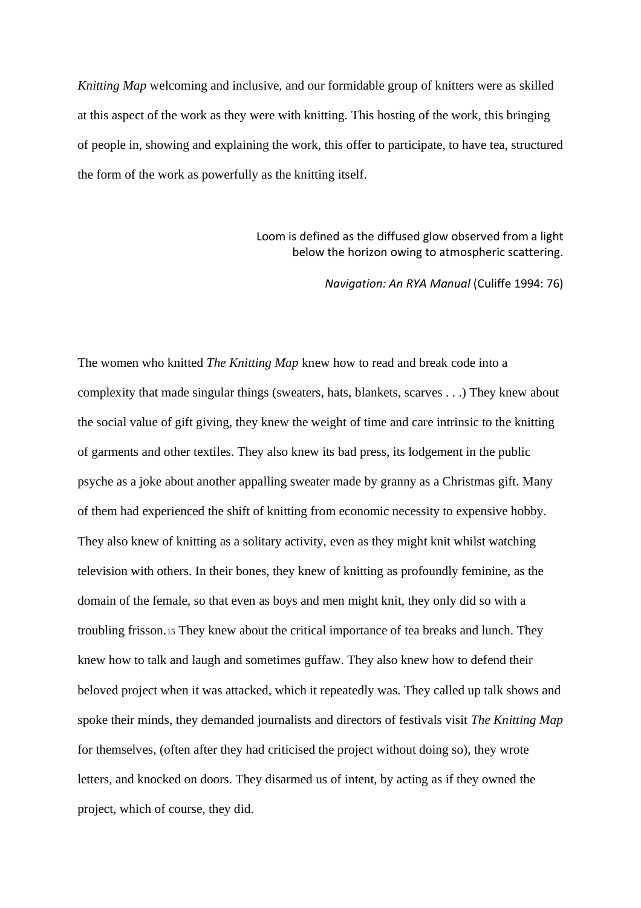*Knitting Map* welcoming and inclusive, and our formidable group of knitters were as skilled at this aspect of the work as they were with knitting. This hosting of the work, this bringing of people in, showing and explaining the work, this offer to participate, to have tea, structured the form of the work as powerfully as the knitting itself.

> Loom is defined as the diffused glow observed from a light below the horizon owing to atmospheric scattering.
>
> *Navigation: An RYA Manual* (Culiffe 1994: 76)

The women who knitted *The Knitting Map* knew how to read and break code into a complexity that made singular things (sweaters, hats, blankets, scarves . . .) They knew about the social value of gift giving, they knew the weight of time and care intrinsic to the knitting of garments and other textiles. They also knew its bad press, its lodgement in the public psyche as a joke about another appalling sweater made by granny as a Christmas gift. Many of them had experienced the shift of knitting from economic necessity to expensive hobby. They also knew of knitting as a solitary activity, even as they might knit whilst watching television with others. In their bones, they knew of knitting as profoundly feminine, as the domain of the female, so that even as boys and men might knit, they only did so with a troubling frisson.[15] They knew about the critical importance of tea breaks and lunch. They knew how to talk and laugh and sometimes guffaw. They also knew how to defend their beloved project when it was attacked, which it repeatedly was. They called up talk shows and spoke their minds, they demanded journalists and directors of festivals visit *The Knitting Map* for themselves, (often after they had criticised the project without doing so), they wrote letters, and knocked on doors. They disarmed us of intent, by acting as if they owned the project, which of course, they did.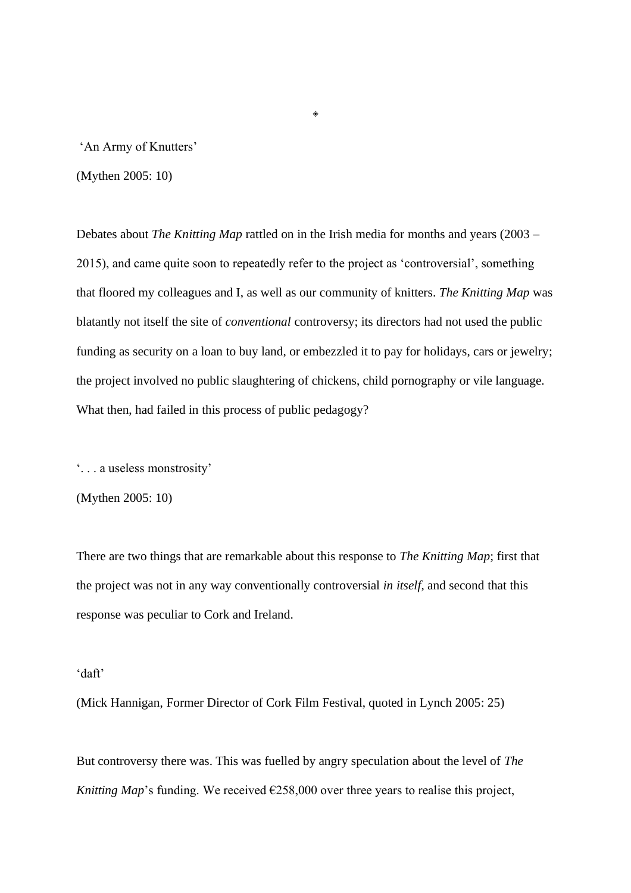◈

'An Army of Knutters'

(Mythen 2005: 10)

Debates about *The Knitting Map* rattled on in the Irish media for months and years (2003 – 2015), and came quite soon to repeatedly refer to the project as 'controversial', something that floored my colleagues and I, as well as our community of knitters. *The Knitting Map* was blatantly not itself the site of *conventional* controversy; its directors had not used the public funding as security on a loan to buy land, or embezzled it to pay for holidays, cars or jewelry; the project involved no public slaughtering of chickens, child pornography or vile language. What then, had failed in this process of public pedagogy?

'. . . a useless monstrosity'

(Mythen 2005: 10)

There are two things that are remarkable about this response to *The Knitting Map*; first that the project was not in any way conventionally controversial *in itself*, and second that this response was peculiar to Cork and Ireland.

'daft'

(Mick Hannigan, Former Director of Cork Film Festival, quoted in Lynch 2005: 25)

But controversy there was. This was fuelled by angry speculation about the level of *The Knitting Map*'s funding. We received €258,000 over three years to realise this project,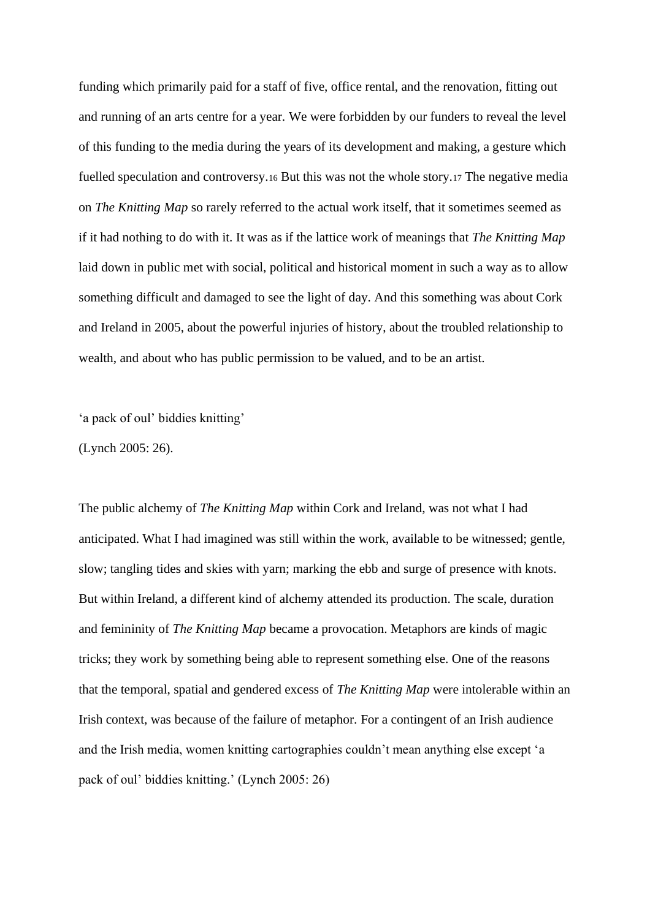funding which primarily paid for a staff of five, office rental, and the renovation, fitting out and running of an arts centre for a year. We were forbidden by our funders to reveal the level of this funding to the media during the years of its development and making, a gesture which fuelled speculation and controversy.[16] But this was not the whole story.[17] The negative media on *The Knitting Map* so rarely referred to the actual work itself, that it sometimes seemed as if it had nothing to do with it. It was as if the lattice work of meanings that *The Knitting Map* laid down in public met with social, political and historical moment in such a way as to allow something difficult and damaged to see the light of day. And this something was about Cork and Ireland in 2005, about the powerful injuries of history, about the troubled relationship to wealth, and about who has public permission to be valued, and to be an artist.

'a pack of oul' biddies knitting'
(Lynch 2005: 26).

The public alchemy of *The Knitting Map* within Cork and Ireland, was not what I had anticipated. What I had imagined was still within the work, available to be witnessed; gentle, slow; tangling tides and skies with yarn; marking the ebb and surge of presence with knots. But within Ireland, a different kind of alchemy attended its production. The scale, duration and femininity of *The Knitting Map* became a provocation. Metaphors are kinds of magic tricks; they work by something being able to represent something else. One of the reasons that the temporal, spatial and gendered excess of *The Knitting Map* were intolerable within an Irish context, was because of the failure of metaphor. For a contingent of an Irish audience and the Irish media, women knitting cartographies couldn't mean anything else except 'a pack of oul' biddies knitting.' (Lynch 2005: 26)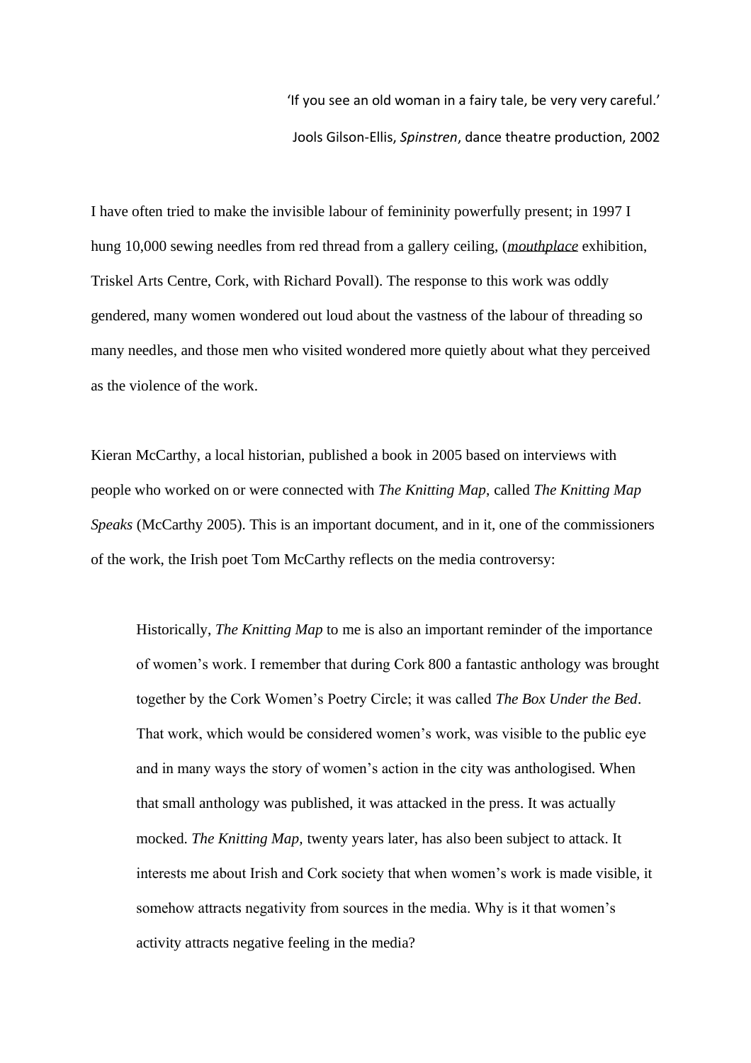> 'If you see an old woman in a fairy tale, be very very careful.'
>
> Jools Gilson-Ellis, *Spinstren*, dance theatre production, 2002

I have often tried to make the invisible labour of femininity powerfully present; in 1997 I hung 10,000 sewing needles from red thread from a gallery ceiling, (*mouthplace* exhibition, Triskel Arts Centre, Cork, with Richard Povall). The response to this work was oddly gendered, many women wondered out loud about the vastness of the labour of threading so many needles, and those men who visited wondered more quietly about what they perceived as the violence of the work.

Kieran McCarthy, a local historian, published a book in 2005 based on interviews with people who worked on or were connected with *The Knitting Map*, called *The Knitting Map Speaks* (McCarthy 2005). This is an important document, and in it, one of the commissioners of the work, the Irish poet Tom McCarthy reflects on the media controversy:

> Historically, *The Knitting Map* to me is also an important reminder of the importance of women's work. I remember that during Cork 800 a fantastic anthology was brought together by the Cork Women's Poetry Circle; it was called *The Box Under the Bed*. That work, which would be considered women's work, was visible to the public eye and in many ways the story of women's action in the city was anthologised. When that small anthology was published, it was attacked in the press. It was actually mocked. *The Knitting Map*, twenty years later, has also been subject to attack. It interests me about Irish and Cork society that when women's work is made visible, it somehow attracts negativity from sources in the media. Why is it that women's activity attracts negative feeling in the media?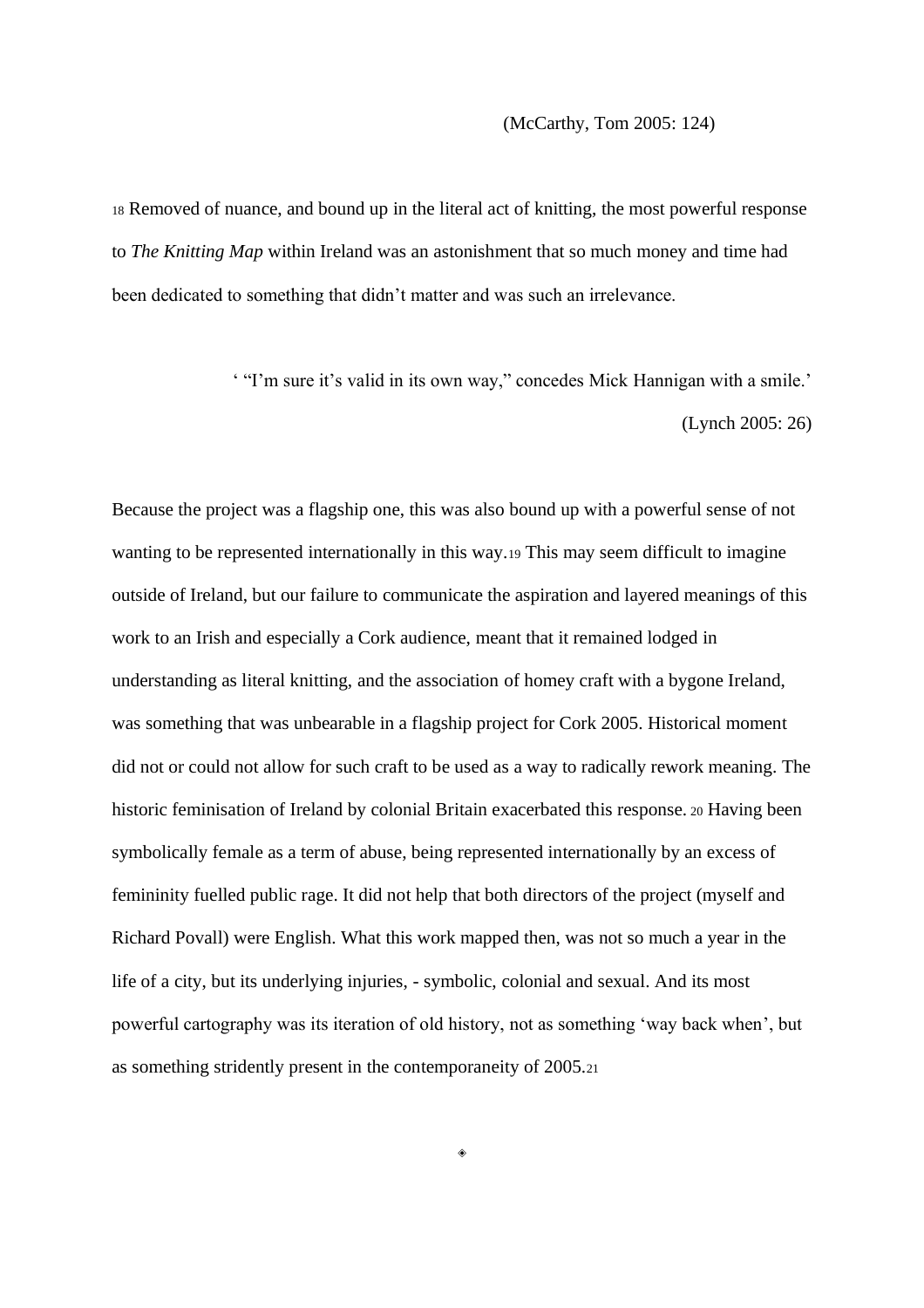(McCarthy, Tom 2005: 124)

[18] Removed of nuance, and bound up in the literal act of knitting, the most powerful response to *The Knitting Map* within Ireland was an astonishment that so much money and time had been dedicated to something that didn't matter and was such an irrelevance.

' "I'm sure it's valid in its own way," concedes Mick Hannigan with a smile.'
(Lynch 2005: 26)

Because the project was a flagship one, this was also bound up with a powerful sense of not wanting to be represented internationally in this way.[19] This may seem difficult to imagine outside of Ireland, but our failure to communicate the aspiration and layered meanings of this work to an Irish and especially a Cork audience, meant that it remained lodged in understanding as literal knitting, and the association of homey craft with a bygone Ireland, was something that was unbearable in a flagship project for Cork 2005. Historical moment did not or could not allow for such craft to be used as a way to radically rework meaning. The historic feminisation of Ireland by colonial Britain exacerbated this response. [20] Having been symbolically female as a term of abuse, being represented internationally by an excess of femininity fuelled public rage. It did not help that both directors of the project (myself and Richard Povall) were English. What this work mapped then, was not so much a year in the life of a city, but its underlying injuries, - symbolic, colonial and sexual. And its most powerful cartography was its iteration of old history, not as something 'way back when', but as something stridently present in the contemporaneity of 2005.[21]

◈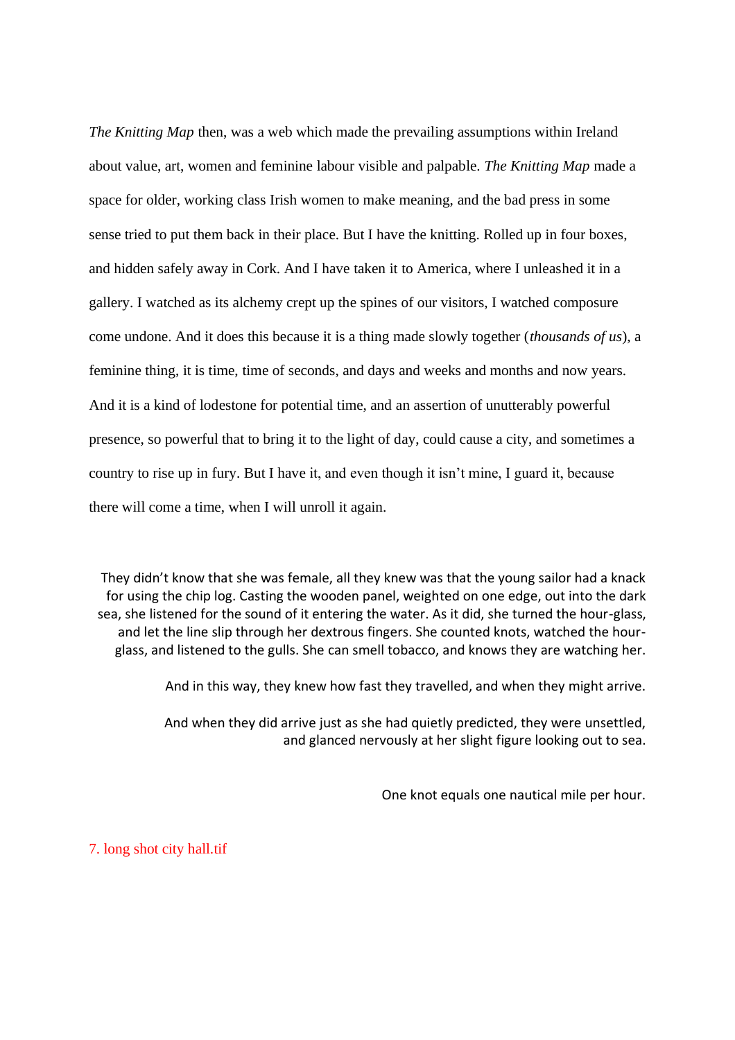*The Knitting Map* then, was a web which made the prevailing assumptions within Ireland about value, art, women and feminine labour visible and palpable. *The Knitting Map* made a space for older, working class Irish women to make meaning, and the bad press in some sense tried to put them back in their place. But I have the knitting. Rolled up in four boxes, and hidden safely away in Cork. And I have taken it to America, where I unleashed it in a gallery. I watched as its alchemy crept up the spines of our visitors, I watched composure come undone. And it does this because it is a thing made slowly together (*thousands of us*), a feminine thing, it is time, time of seconds, and days and weeks and months and now years. And it is a kind of lodestone for potential time, and an assertion of unutterably powerful presence, so powerful that to bring it to the light of day, could cause a city, and sometimes a country to rise up in fury. But I have it, and even though it isn't mine, I guard it, because there will come a time, when I will unroll it again.

They didn't know that she was female, all they knew was that the young sailor had a knack for using the chip log. Casting the wooden panel, weighted on one edge, out into the dark sea, she listened for the sound of it entering the water. As it did, she turned the hour-glass, and let the line slip through her dextrous fingers. She counted knots, watched the hour-glass, and listened to the gulls. She can smell tobacco, and knows they are watching her.

And in this way, they knew how fast they travelled, and when they might arrive.

And when they did arrive just as she had quietly predicted, they were unsettled, and glanced nervously at her slight figure looking out to sea.

One knot equals one nautical mile per hour.

7. long shot city hall.tif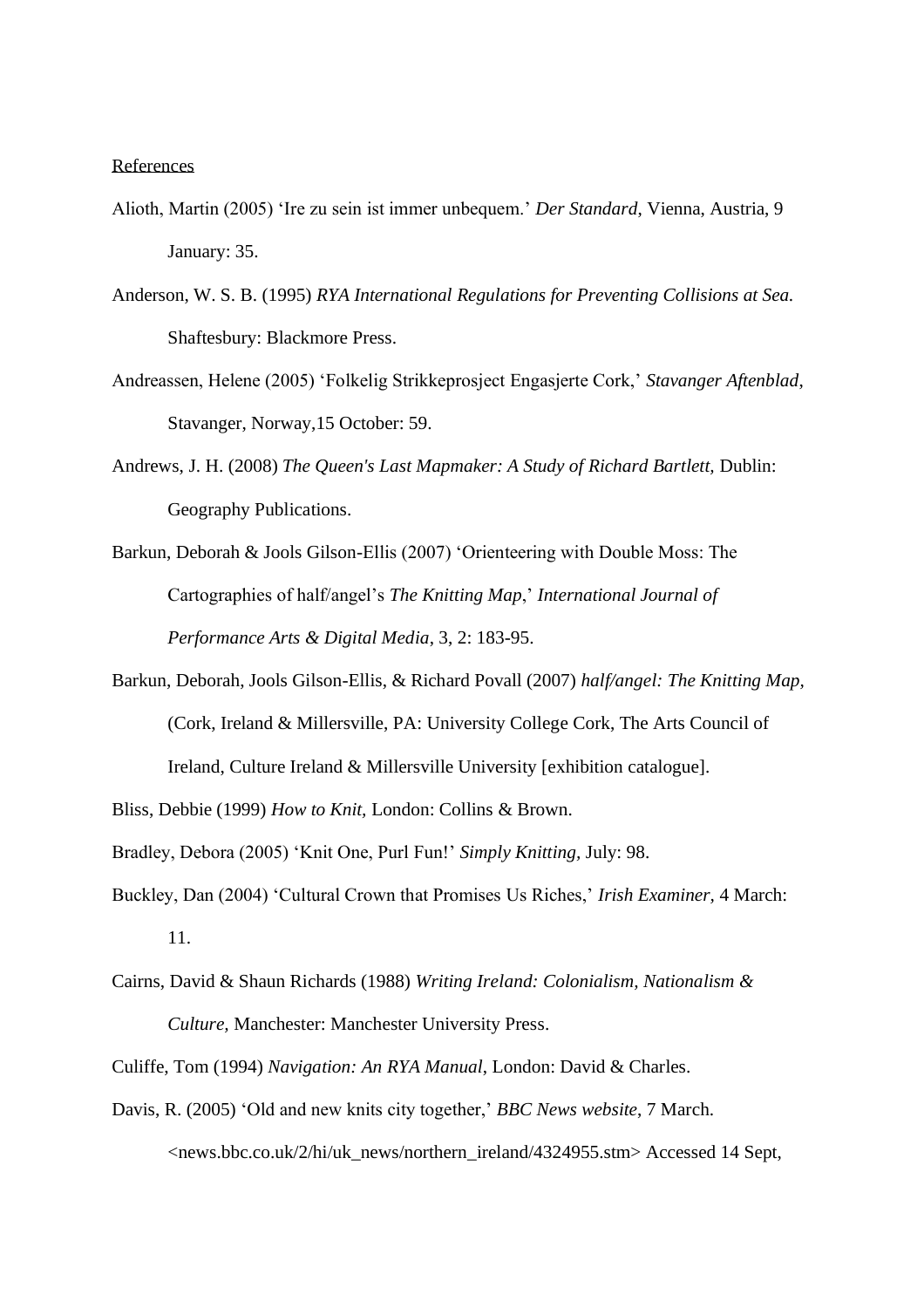References

Alioth, Martin (2005) 'Ire zu sein ist immer unbequem.' *Der Standard*, Vienna, Austria, 9 January: 35.

Anderson, W. S. B. (1995) *RYA International Regulations for Preventing Collisions at Sea.* Shaftesbury: Blackmore Press.

Andreassen, Helene (2005) 'Folkelig Strikkeprosject Engasjerte Cork,' *Stavanger Aftenblad*, Stavanger, Norway,15 October: 59.

Andrews, J. H. (2008) *The Queen's Last Mapmaker: A Study of Richard Bartlett,* Dublin: Geography Publications.

Barkun, Deborah & Jools Gilson-Ellis (2007) 'Orienteering with Double Moss: The Cartographies of half/angel's *The Knitting Map*,' *International Journal of Performance Arts & Digital Media*, 3, 2: 183-95.

Barkun, Deborah, Jools Gilson-Ellis, & Richard Povall (2007) *half/angel: The Knitting Map,* (Cork, Ireland & Millersville, PA: University College Cork, The Arts Council of Ireland, Culture Ireland & Millersville University [exhibition catalogue].

Bliss, Debbie (1999) *How to Knit,* London: Collins & Brown.

Bradley, Debora (2005) 'Knit One, Purl Fun!' *Simply Knitting,* July: 98.

Buckley, Dan (2004) 'Cultural Crown that Promises Us Riches,' *Irish Examiner,* 4 March: 11.

Cairns, David & Shaun Richards (1988) *Writing Ireland: Colonialism, Nationalism & Culture,* Manchester: Manchester University Press.

Culiffe, Tom (1994) *Navigation: An RYA Manual*, London: David & Charles.

Davis, R. (2005) 'Old and new knits city together,' *BBC News website*, 7 March. <news.bbc.co.uk/2/hi/uk_news/northern_ireland/4324955.stm> Accessed 14 Sept,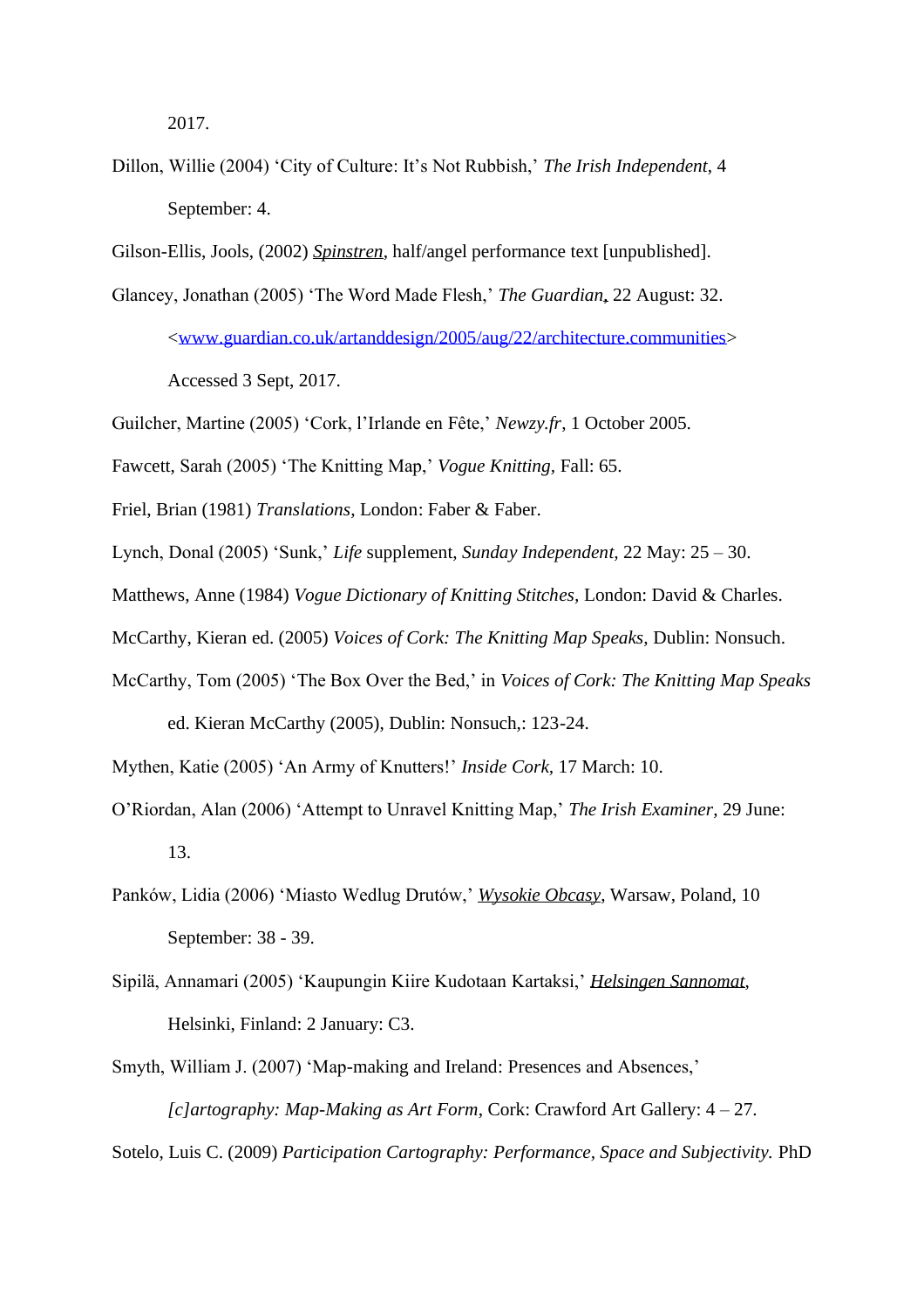2017.

Dillon, Willie (2004) ‘City of Culture: It’s Not Rubbish,’ *The Irish Independent*, 4 September: 4.

Gilson-Ellis, Jools, (2002) *Spinstren*, half/angel performance text [unpublished].

Glancey, Jonathan (2005) ‘The Word Made Flesh,’ *The Guardian*, 22 August: 32. <www.guardian.co.uk/artanddesign/2005/aug/22/architecture.communities> Accessed 3 Sept, 2017.

Guilcher, Martine (2005) ‘Cork, l’Irlande en Fête,’ *Newzy.fr*, 1 October 2005.

Fawcett, Sarah (2005) ‘The Knitting Map,’ *Vogue Knitting*, Fall: 65.

Friel, Brian (1981) *Translations*, London: Faber & Faber.

Lynch, Donal (2005) ‘Sunk,’ *Life* supplement, *Sunday Independent,* 22 May: 25 – 30.

Matthews, Anne (1984) *Vogue Dictionary of Knitting Stitches,* London: David & Charles.

McCarthy, Kieran ed. (2005) *Voices of Cork: The Knitting Map Speaks,* Dublin: Nonsuch.

McCarthy, Tom (2005) ‘The Box Over the Bed,’ in *Voices of Cork: The Knitting Map Speaks* ed. Kieran McCarthy (2005), Dublin: Nonsuch,: 123-24.

Mythen, Katie (2005) ‘An Army of Knutters!’ *Inside Cork,* 17 March: 10.

O’Riordan, Alan (2006) ‘Attempt to Unravel Knitting Map,’ *The Irish Examiner,* 29 June: 13.

Panków, Lidia (2006) ‘Miasto Wedlug Drutów,’ *Wysokie Obcasy*, Warsaw, Poland, 10 September: 38 - 39.

Sipilä, Annamari (2005) ‘Kaupungin Kiire Kudotaan Kartaksi,’ *Helsingen Sannomat*, Helsinki, Finland: 2 January: C3.

Smyth, William J. (2007) ‘Map-making and Ireland: Presences and Absences,’ *[c]artography: Map-Making as Art Form*, Cork: Crawford Art Gallery: 4 – 27.

Sotelo, Luis C. (2009) *Participation Cartography: Performance, Space and Subjectivity.* PhD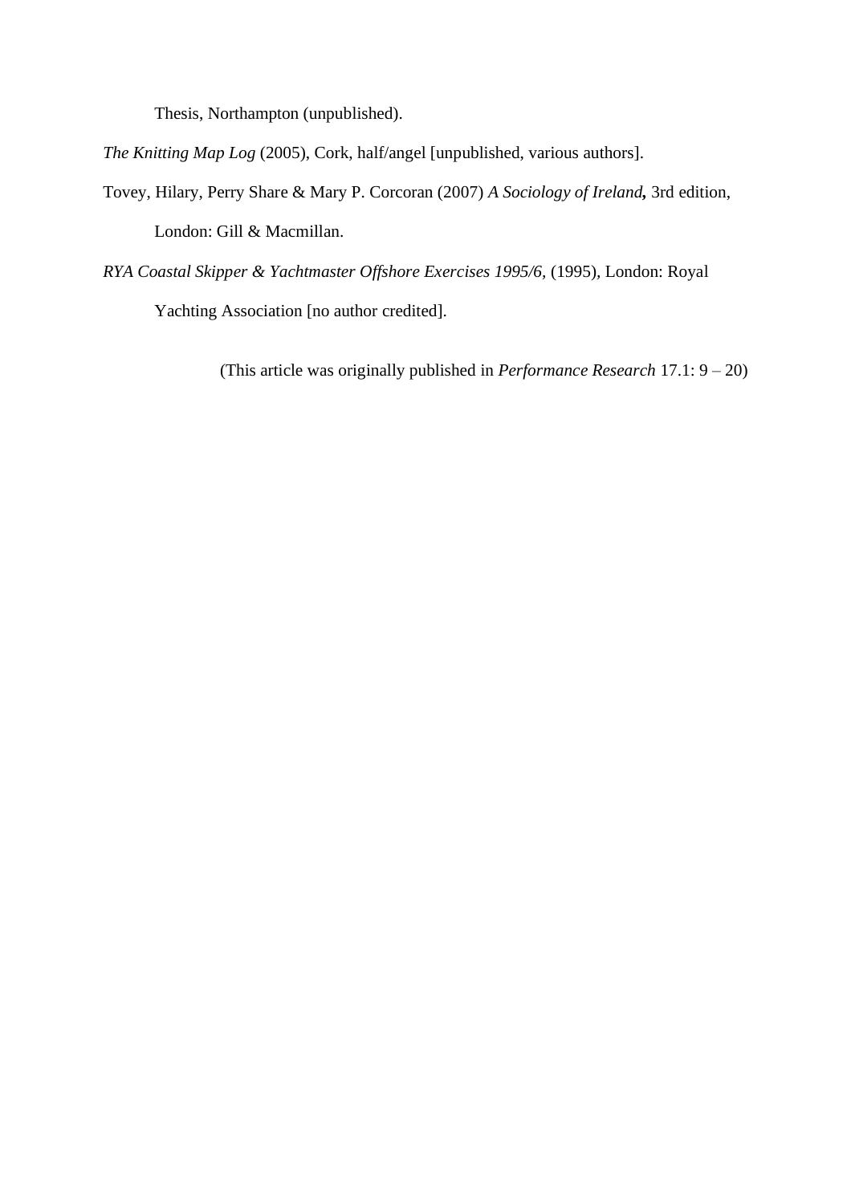Thesis, Northampton (unpublished).

*The Knitting Map Log* (2005), Cork, half/angel [unpublished, various authors].

Tovey, Hilary, Perry Share & Mary P. Corcoran (2007) *A Sociology of Ireland*, 3rd edition, London: Gill & Macmillan.

*RYA Coastal Skipper & Yachtmaster Offshore Exercises 1995/6*, (1995), London: Royal Yachting Association [no author credited].

(This article was originally published in *Performance Research* 17.1: 9 – 20)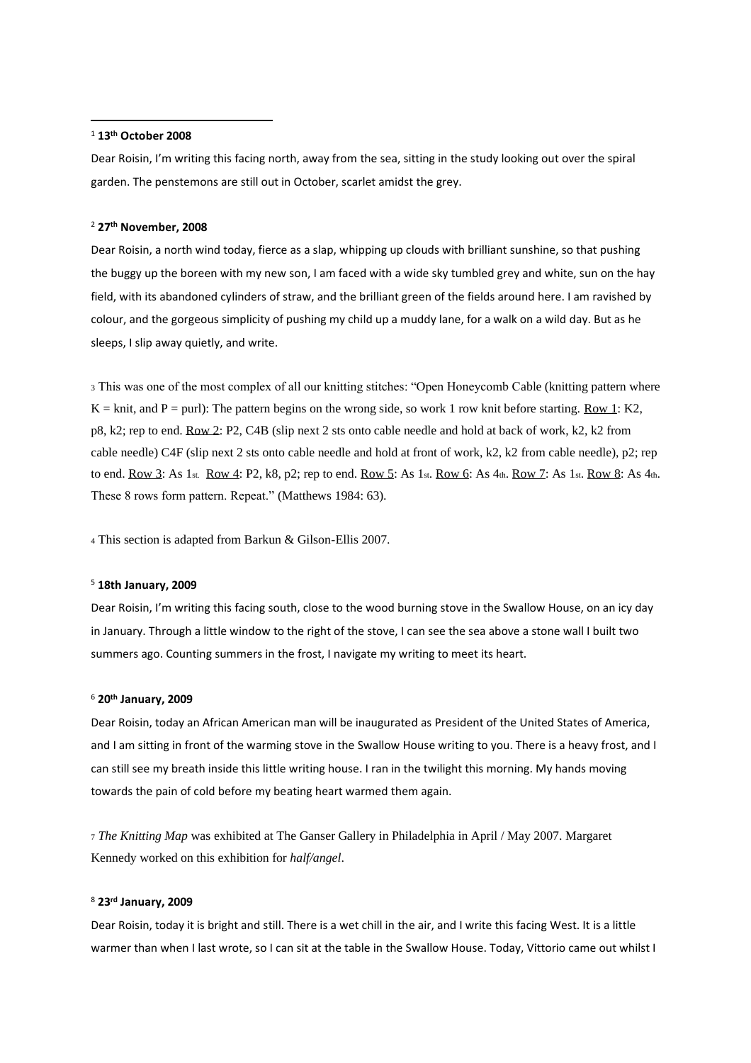[1] **13th October 2008**

Dear Roisin, I'm writing this facing north, away from the sea, sitting in the study looking out over the spiral garden. The penstemons are still out in October, scarlet amidst the grey.

[2] **27th November, 2008**

Dear Roisin, a north wind today, fierce as a slap, whipping up clouds with brilliant sunshine, so that pushing the buggy up the boreen with my new son, I am faced with a wide sky tumbled grey and white, sun on the hay field, with its abandoned cylinders of straw, and the brilliant green of the fields around here. I am ravished by colour, and the gorgeous simplicity of pushing my child up a muddy lane, for a walk on a wild day. But as he sleeps, I slip away quietly, and write.

[3] This was one of the most complex of all our knitting stitches: "Open Honeycomb Cable (knitting pattern where K = knit, and P = purl): The pattern begins on the wrong side, so work 1 row knit before starting. Row 1: K2, p8, k2; rep to end. Row 2: P2, C4B (slip next 2 sts onto cable needle and hold at back of work, k2, k2 from cable needle) C4F (slip next 2 sts onto cable needle and hold at front of work, k2, k2 from cable needle), p2; rep to end. Row 3: As 1st. Row 4: P2, k8, p2; rep to end. Row 5: As 1st. Row 6: As 4th. Row 7: As 1st. Row 8: As 4th. These 8 rows form pattern. Repeat." (Matthews 1984: 63).

[4] This section is adapted from Barkun & Gilson-Ellis 2007.

[5] **18th January, 2009**

Dear Roisin, I'm writing this facing south, close to the wood burning stove in the Swallow House, on an icy day in January. Through a little window to the right of the stove, I can see the sea above a stone wall I built two summers ago. Counting summers in the frost, I navigate my writing to meet its heart.

[6] **20th January, 2009**

Dear Roisin, today an African American man will be inaugurated as President of the United States of America, and I am sitting in front of the warming stove in the Swallow House writing to you. There is a heavy frost, and I can still see my breath inside this little writing house. I ran in the twilight this morning. My hands moving towards the pain of cold before my beating heart warmed them again.

[7] *The Knitting Map* was exhibited at The Ganser Gallery in Philadelphia in April / May 2007. Margaret Kennedy worked on this exhibition for *half/angel*.

[8] **23rd January, 2009**

Dear Roisin, today it is bright and still. There is a wet chill in the air, and I write this facing West. It is a little warmer than when I last wrote, so I can sit at the table in the Swallow House. Today, Vittorio came out whilst I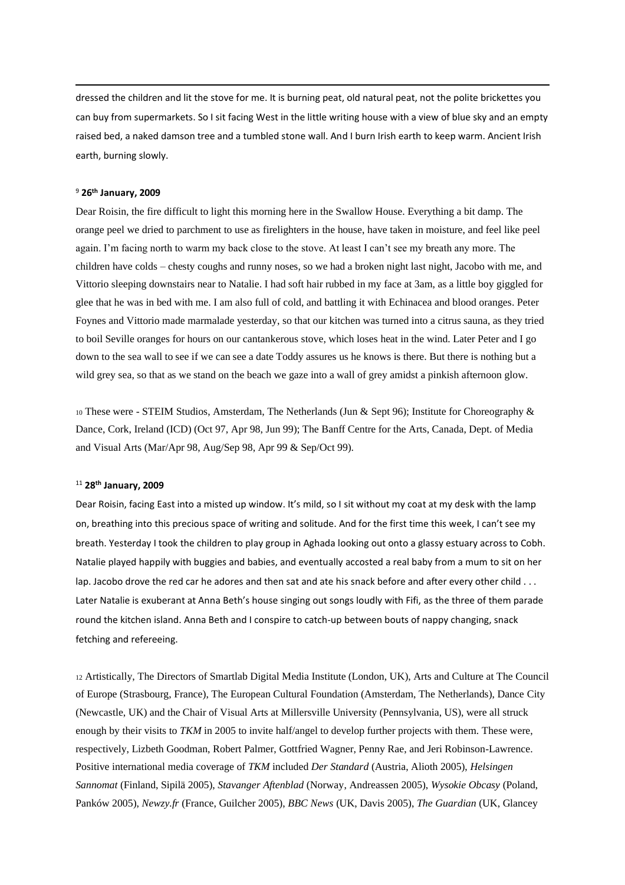dressed the children and lit the stove for me. It is burning peat, old natural peat, not the polite brickettes you can buy from supermarkets. So I sit facing West in the little writing house with a view of blue sky and an empty raised bed, a naked damson tree and a tumbled stone wall. And I burn Irish earth to keep warm. Ancient Irish earth, burning slowly.

[9] **26th January, 2009**

Dear Roisin, the fire difficult to light this morning here in the Swallow House. Everything a bit damp. The orange peel we dried to parchment to use as firelighters in the house, have taken in moisture, and feel like peel again. I'm facing north to warm my back close to the stove. At least I can't see my breath any more. The children have colds – chesty coughs and runny noses, so we had a broken night last night, Jacobo with me, and Vittorio sleeping downstairs near to Natalie. I had soft hair rubbed in my face at 3am, as a little boy giggled for glee that he was in bed with me. I am also full of cold, and battling it with Echinacea and blood oranges. Peter Foynes and Vittorio made marmalade yesterday, so that our kitchen was turned into a citrus sauna, as they tried to boil Seville oranges for hours on our cantankerous stove, which loses heat in the wind. Later Peter and I go down to the sea wall to see if we can see a date Toddy assures us he knows is there. But there is nothing but a wild grey sea, so that as we stand on the beach we gaze into a wall of grey amidst a pinkish afternoon glow.

[10] These were - STEIM Studios, Amsterdam, The Netherlands (Jun & Sept 96); Institute for Choreography & Dance, Cork, Ireland (ICD) (Oct 97, Apr 98, Jun 99); The Banff Centre for the Arts, Canada, Dept. of Media and Visual Arts (Mar/Apr 98, Aug/Sep 98, Apr 99 & Sep/Oct 99).

[11] **28th January, 2009**

Dear Roisin, facing East into a misted up window. It's mild, so I sit without my coat at my desk with the lamp on, breathing into this precious space of writing and solitude. And for the first time this week, I can't see my breath. Yesterday I took the children to play group in Aghada looking out onto a glassy estuary across to Cobh. Natalie played happily with buggies and babies, and eventually accosted a real baby from a mum to sit on her lap. Jacobo drove the red car he adores and then sat and ate his snack before and after every other child . . . Later Natalie is exuberant at Anna Beth's house singing out songs loudly with Fifi, as the three of them parade round the kitchen island. Anna Beth and I conspire to catch-up between bouts of nappy changing, snack fetching and refereeing.

[12] Artistically, The Directors of Smartlab Digital Media Institute (London, UK), Arts and Culture at The Council of Europe (Strasbourg, France), The European Cultural Foundation (Amsterdam, The Netherlands), Dance City (Newcastle, UK) and the Chair of Visual Arts at Millersville University (Pennsylvania, US), were all struck enough by their visits to *TKM* in 2005 to invite half/angel to develop further projects with them. These were, respectively, Lizbeth Goodman, Robert Palmer, Gottfried Wagner, Penny Rae, and Jeri Robinson-Lawrence. Positive international media coverage of *TKM* included *Der Standard* (Austria, Alioth 2005), *Helsingen Sannomat* (Finland, Sipilä 2005), *Stavanger Aftenblad* (Norway, Andreassen 2005), *Wysokie Obcasy* (Poland, Panków 2005), *Newzy.fr* (France, Guilcher 2005), *BBC News* (UK, Davis 2005), *The Guardian* (UK, Glancey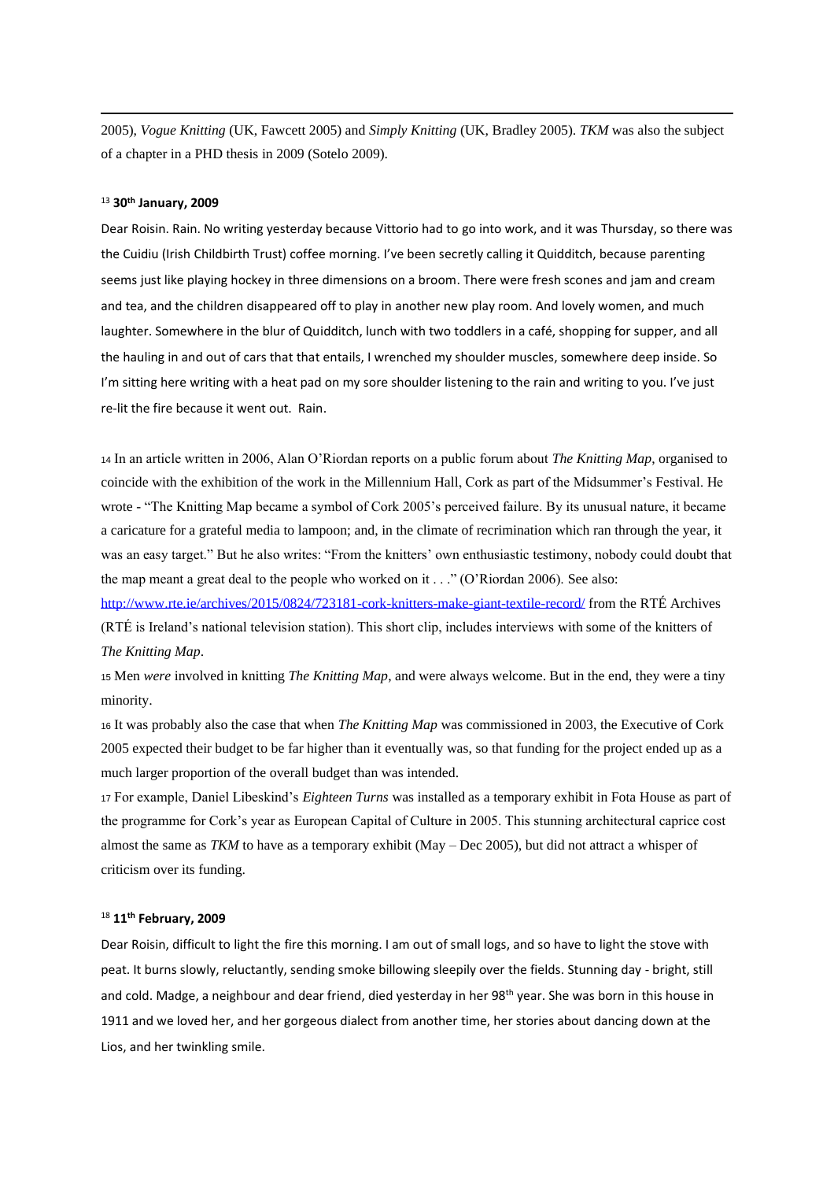2005), *Vogue Knitting* (UK, Fawcett 2005) and *Simply Knitting* (UK, Bradley 2005). *TKM* was also the subject of a chapter in a PHD thesis in 2009 (Sotelo 2009).

[13] **30th January, 2009**

Dear Roisin. Rain. No writing yesterday because Vittorio had to go into work, and it was Thursday, so there was the Cuidiu (Irish Childbirth Trust) coffee morning. I've been secretly calling it Quidditch, because parenting seems just like playing hockey in three dimensions on a broom. There were fresh scones and jam and cream and tea, and the children disappeared off to play in another new play room. And lovely women, and much laughter. Somewhere in the blur of Quidditch, lunch with two toddlers in a café, shopping for supper, and all the hauling in and out of cars that that entails, I wrenched my shoulder muscles, somewhere deep inside. So I'm sitting here writing with a heat pad on my sore shoulder listening to the rain and writing to you. I've just re-lit the fire because it went out. Rain.

[14] In an article written in 2006, Alan O'Riordan reports on a public forum about *The Knitting Map*, organised to coincide with the exhibition of the work in the Millennium Hall, Cork as part of the Midsummer's Festival. He wrote - "The Knitting Map became a symbol of Cork 2005's perceived failure. By its unusual nature, it became a caricature for a grateful media to lampoon; and, in the climate of recrimination which ran through the year, it was an easy target." But he also writes: "From the knitters' own enthusiastic testimony, nobody could doubt that the map meant a great deal to the people who worked on it . . ." (O'Riordan 2006). See also: http://www.rte.ie/archives/2015/0824/723181-cork-knitters-make-giant-textile-record/ from the RTÉ Archives (RTÉ is Ireland's national television station). This short clip, includes interviews with some of the knitters of *The Knitting Map*.

[15] Men *were* involved in knitting *The Knitting Map*, and were always welcome. But in the end, they were a tiny minority.

[16] It was probably also the case that when *The Knitting Map* was commissioned in 2003, the Executive of Cork 2005 expected their budget to be far higher than it eventually was, so that funding for the project ended up as a much larger proportion of the overall budget than was intended.

[17] For example, Daniel Libeskind's *Eighteen Turns* was installed as a temporary exhibit in Fota House as part of the programme for Cork's year as European Capital of Culture in 2005. This stunning architectural caprice cost almost the same as *TKM* to have as a temporary exhibit (May – Dec 2005), but did not attract a whisper of criticism over its funding.

[18] **11th February, 2009**

Dear Roisin, difficult to light the fire this morning. I am out of small logs, and so have to light the stove with peat. It burns slowly, reluctantly, sending smoke billowing sleepily over the fields. Stunning day - bright, still and cold. Madge, a neighbour and dear friend, died yesterday in her 98th year. She was born in this house in 1911 and we loved her, and her gorgeous dialect from another time, her stories about dancing down at the Lios, and her twinkling smile.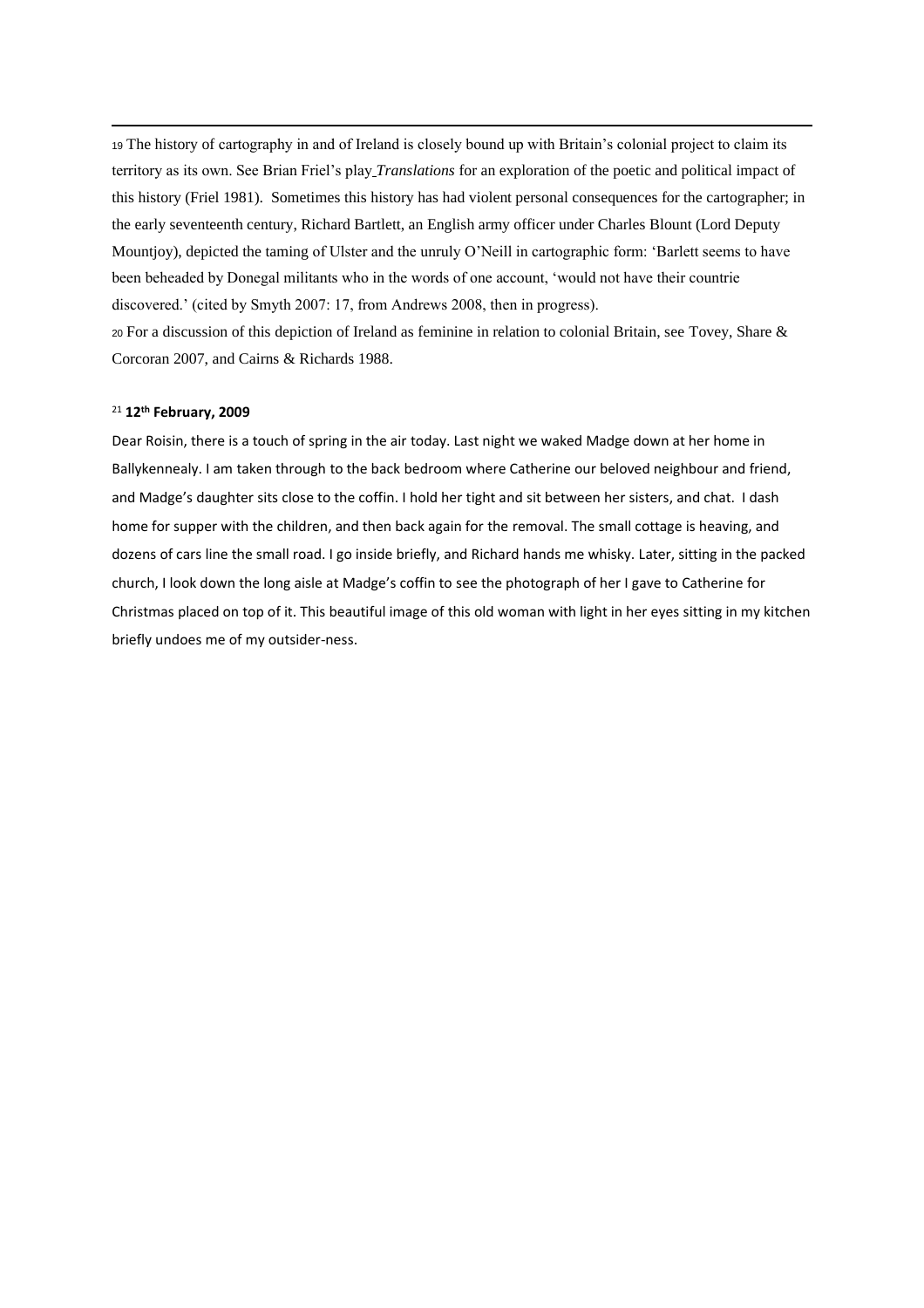[19] The history of cartography in and of Ireland is closely bound up with Britain's colonial project to claim its territory as its own. See Brian Friel's play *Translations* for an exploration of the poetic and political impact of this history (Friel 1981). Sometimes this history has had violent personal consequences for the cartographer; in the early seventeenth century, Richard Bartlett, an English army officer under Charles Blount (Lord Deputy Mountjoy), depicted the taming of Ulster and the unruly O'Neill in cartographic form: 'Barlett seems to have been beheaded by Donegal militants who in the words of one account, 'would not have their countrie discovered.' (cited by Smyth 2007: 17, from Andrews 2008, then in progress).

[20] For a discussion of this depiction of Ireland as feminine in relation to colonial Britain, see Tovey, Share & Corcoran 2007, and Cairns & Richards 1988.

[21] **12th February, 2009**

Dear Roisin, there is a touch of spring in the air today. Last night we waked Madge down at her home in Ballykennealy. I am taken through to the back bedroom where Catherine our beloved neighbour and friend, and Madge's daughter sits close to the coffin. I hold her tight and sit between her sisters, and chat. I dash home for supper with the children, and then back again for the removal. The small cottage is heaving, and dozens of cars line the small road. I go inside briefly, and Richard hands me whisky. Later, sitting in the packed church, I look down the long aisle at Madge's coffin to see the photograph of her I gave to Catherine for Christmas placed on top of it. This beautiful image of this old woman with light in her eyes sitting in my kitchen briefly undoes me of my outsider-ness.